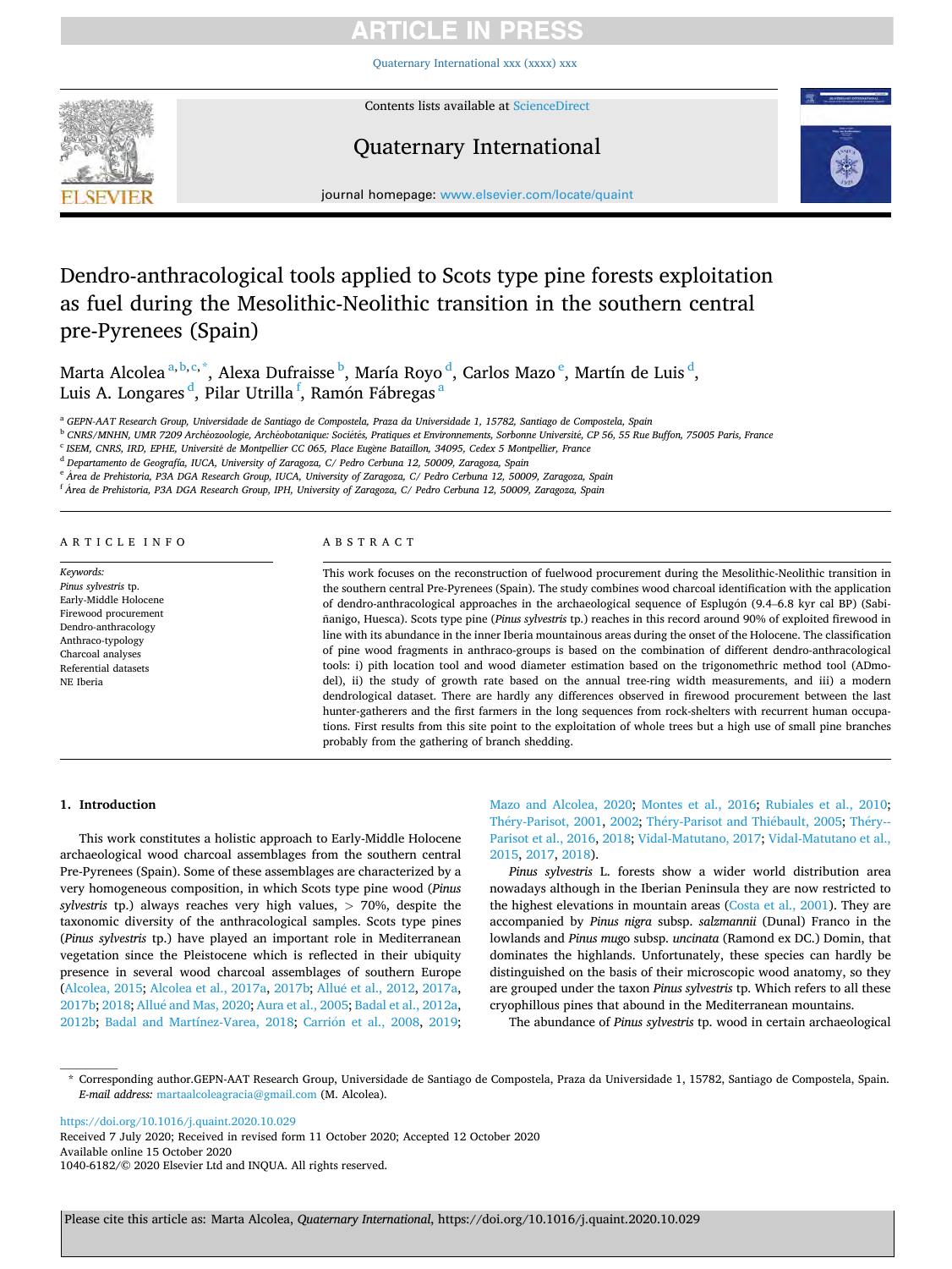# Dendro-anthracological tools applied to Scots type pine forests exploitation as fuel during the Mesolithic-Neolithic transition in the southern central pre-Pyrenees (Spain)

Marta Alcolea[a,b,c,*], Alexa Dufraisse[b], María Royo[d], Carlos Mazo[e], Martín de Luis[d], Luis A. Longares[d], Pilar Utrilla[f], Ramón Fábregas[a]

[a] GEPN-AAT Research Group, Universidade de Santiago de Compostela, Praza da Universidade 1, 15782, Santiago de Compostela, Spain
[b] CNRS/MNHN, UMR 7209 Archéozoologie, Archéobotanique: Sociétés, Pratiques et Environnements, Sorbonne Université, CP 56, 55 Rue Buffon, 75005 Paris, France
[c] ISEM, CNRS, IRD, EPHE, Université de Montpellier CC 065, Place Eugène Bataillon, 34095, Cedex 5 Montpellier, France
[d] Departamento de Geografía, IUCA, University of Zaragoza, C/ Pedro Cerbuna 12, 50009, Zaragoza, Spain
[e] Área de Prehistoria, P3A DGA Research Group, IUCA, University of Zaragoza, C/ Pedro Cerbuna 12, 50009, Zaragoza, Spain
[f] Área de Prehistoria, P3A DGA Research Group, IPH, University of Zaragoza, C/ Pedro Cerbuna 12, 50009, Zaragoza, Spain

## ARTICLE INFO

*Keywords:*
*Pinus sylvestris* tp.
Early-Middle Holocene
Firewood procurement
Dendro-anthracology
Anthraco-typology
Charcoal analyses
Referential datasets
NE Iberia

## ABSTRACT

This work focuses on the reconstruction of fuelwood procurement during the Mesolithic-Neolithic transition in the southern central Pre-Pyrenees (Spain). The study combines wood charcoal identification with the application of dendro-anthracological approaches in the archaeological sequence of Esplugón (9.4–6.8 kyr cal BP) (Sabiñanigo, Huesca). Scots type pine (*Pinus sylvestris* tp.) reaches in this record around 90% of exploited firewood in line with its abundance in the inner Iberia mountainous areas during the onset of the Holocene. The classification of pine wood fragments in anthraco-groups is based on the combination of different dendro-anthracological tools: i) pith location tool and wood diameter estimation based on the trigonomethric method tool (ADmodel), ii) the study of growth rate based on the annual tree-ring width measurements, and iii) a modern dendrological dataset. There are hardly any differences observed in firewood procurement between the last hunter-gatherers and the first farmers in the long sequences from rock-shelters with recurrent human occupations. First results from this site point to the exploitation of whole trees but a high use of small pine branches probably from the gathering of branch shedding.

## 1. Introduction

This work constitutes a holistic approach to Early-Middle Holocene archaeological wood charcoal assemblages from the southern central Pre-Pyrenees (Spain). Some of these assemblages are characterized by a very homogeneous composition, in which Scots type pine wood (*Pinus sylvestris* tp.) always reaches very high values, > 70%, despite the taxonomic diversity of the anthracological samples. Scots type pines (*Pinus sylvestris* tp.) have played an important role in Mediterranean vegetation since the Pleistocene which is reflected in their ubiquity presence in several wood charcoal assemblages of southern Europe (Alcolea, 2015; Alcolea et al., 2017a, 2017b; Allué et al., 2012, 2017a, 2017b; 2018; Allué and Mas, 2020; Aura et al., 2005; Badal et al., 2012a, 2012b; Badal and Martínez-Varea, 2018; Carrión et al., 2008, 2019; Mazo and Alcolea, 2020; Montes et al., 2016; Rubiales et al., 2010; Théry-Parisot, 2001, 2002; Théry-Parisot and Thiébault, 2005; Théry-Parisot et al., 2016, 2018; Vidal-Matutano, 2017; Vidal-Matutano et al., 2015, 2017, 2018).

*Pinus sylvestris* L. forests show a wider world distribution area nowadays although in the Iberian Peninsula they are now restricted to the highest elevations in mountain areas (Costa et al., 2001). They are accompanied by *Pinus nigra* subsp. *salzmannii* (Dunal) Franco in the lowlands and *Pinus mugo* subsp. *uncinata* (Ramond ex DC.) Domin, that dominates the highlands. Unfortunately, these species can hardly be distinguished on the basis of their microscopic wood anatomy, so they are grouped under the taxon *Pinus sylvestris* tp. Which refers to all these cryophillous pines that abound in the Mediterranean mountains.

The abundance of *Pinus sylvestris* tp. wood in certain archaeological

---

* Corresponding author.GEPN-AAT Research Group, Universidade de Santiago de Compostela, Praza da Universidade 1, 15782, Santiago de Compostela, Spain.
*E-mail address:* martaalcoleagracia@gmail.com (M. Alcolea).

https://doi.org/10.1016/j.quaint.2020.10.029
Received 7 July 2020; Received in revised form 11 October 2020; Accepted 12 October 2020
Available online 15 October 2020
1040-6182/© 2020 Elsevier Ltd and INQUA. All rights reserved.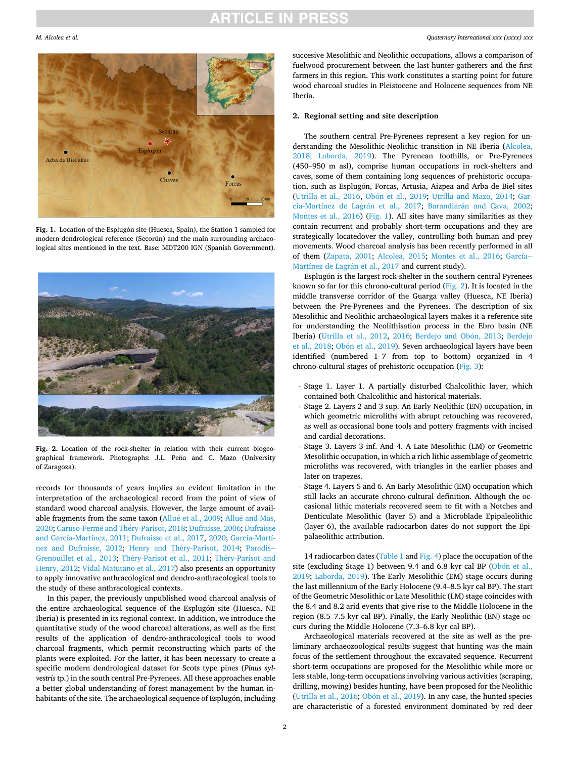Fig. 1. Location of the Esplugón site (Huesca, Spain), the Station 1 sampled for modern dendrological reference (Secorún) and the main surrounding archaeological sites mentioned in the text. Base: MDT200 IGN (Spanish Government).

Fig. 2. Location of the rock-shelter in relation with their current biogeographical framework. Photographs: J.L. Peña and C. Mazo (University of Zaragoza).

records for thousands of years implies an evident limitation in the interpretation of the archaeological record from the point of view of standard wood charcoal analysis. However, the large amount of available fragments from the same taxon (Allué et al., 2009; Allué and Mas, 2020; Caruso-Fermé and Théry-Parisot, 2018; Dufraisse, 2006; Dufraisse and García-Martínez, 2011; Dufraisse et al., 2017, 2020; García-Martínez and Dufraisse, 2012; Henry and Théry-Parisot, 2014; Paradis-Grenouillet et al., 2013; Théry-Parisot et al., 2011; Théry-Parisot and Henry, 2012; Vidal-Matutano et al., 2017) also presents an opportunity to apply innovative anthracological and dendro-anthracological tools to the study of these anthracological contexts.

In this paper, the previously unpublished wood charcoal analysis of the entire archaeological sequence of the Esplugón site (Huesca, NE Iberia) is presented in its regional context. In addition, we introduce the quantitative study of the wood charcoal alterations, as well as the first results of the application of dendro-anthracological tools to wood charcoal fragments, which permit reconstructing which parts of the plants were exploited. For the latter, it has been necessary to create a specific modern dendrological dataset for Scots type pines (*Pinus sylvestris* tp.) in the south central Pre-Pyrenees. All these approaches enable a better global understanding of forest management by the human inhabitants of the site. The archaeological sequence of Esplugón, including succesive Mesolithic and Neolithic occupations, allows a comparison of fuelwood procurement between the last hunter-gatherers and the first farmers in this region. This work constitutes a starting point for future wood charcoal studies in Pleistocene and Holocene sequences from NE Iberia.

## 2. Regional setting and site description

The southern central Pre-Pyrenees represent a key region for understanding the Mesolithic-Neolithic transition in NE Iberia (Alcolea, 2018; Laborda, 2019). The Pyrenean foothills, or Pre-Pyrenees (450–950 m asl), comprise human occupations in rock-shelters and caves, some of them containing long sequences of prehistoric occupation, such as Esplugón, Forcas, Artusia, Aizpea and Arba de Biel sites (Utrilla et al., 2016, Obón et al., 2019; Utrilla and Mazo, 2014; García-Martínez de Lagrán et al., 2017; Barandiarán and Cava, 2002; Montes et al., 2016) (Fig. 1). All sites have many similarities as they contain recurrent and probably short-term occupations and they are strategically locatedover the valley, controlling both human and prey movements. Wood charcoal analysis has been recently performed in all of them (Zapata, 2001; Alcolea, 2015; Montes et al., 2016; García-Martínez de Lagrán et al., 2017 and current study).

Esplugón is the largest rock-shelter in the southern central Pyrenees known so far for this chrono-cultural period (Fig. 2). It is located in the middle transverse corridor of the Guarga valley (Huesca, NE Iberia) between the Pre-Pyrenees and the Pyrenees. The description of six Mesolithic and Neolithic archaeological layers makes it a reference site for understanding the Neolithisation process in the Ebro basin (NE Iberia) (Utrilla et al., 2012, 2016; Berdejo and Obón, 2013; Berdejo et al., 2018; Obón et al., 2019). Seven archaeological layers have been identified (numbered 1–7 from top to bottom) organized in 4 chrono-cultural stages of prehistoric occupation (Fig. 3):

- Stage 1. Layer 1. A partially disturbed Chalcolithic layer, which contained both Chalcolithic and historical materials.
- Stage 2. Layers 2 and 3 sup. An Early Neolithic (EN) occupation, in which geometric microliths with abrupt retouching was recovered, as well as occasional bone tools and pottery fragments with incised and cardial decorations.
- Stage 3. Layers 3 inf. And 4. A Late Mesolithic (LM) or Geometric Mesolithic occupation, in which a rich lithic assemblage of geometric microliths was recovered, with triangles in the earlier phases and later on trapezes.
- Stage 4. Layers 5 and 6. An Early Mesolithic (EM) occupation which still lacks an accurate chrono-cultural definition. Although the occasional lithic materials recovered seem to fit with a Notches and Denticulate Mesolithic (layer 5) and a Microblade Epipaleolithic (layer 6), the available radiocarbon dates do not support the Epipalaeolithic attribution.

14 radiocarbon dates (Table 1 and Fig. 4) place the occupation of the site (excluding Stage 1) between 9.4 and 6.8 kyr cal BP (Obón et al., 2019; Laborda, 2019). The Early Mesolithic (EM) stage occurs during the last millennium of the Early Holocene (9.4–8.5 kyr cal BP). The start of the Geometric Mesolithic or Late Mesolithic (LM) stage coincides with the 8.4 and 8.2 arid events that give rise to the Middle Holocene in the region (8.5–7.5 kyr cal BP). Finally, the Early Neolithic (EN) stage occurs during the Middle Holocene (7.3–6.8 kyr cal BP).

Archaeological materials recovered at the site as well as the preliminary archaeozoological results suggest that hunting was the main focus of the settlement throughout the excavated sequence. Recurrent short-term occupations are proposed for the Mesolithic while more or less stable, long-term occupations involving various activities (scraping, drilling, mowing) besides hunting, have been proposed for the Neolithic (Utrilla et al., 2016; Obón et al., 2019). In any case, the hunted species are characteristic of a forested environment dominated by red deer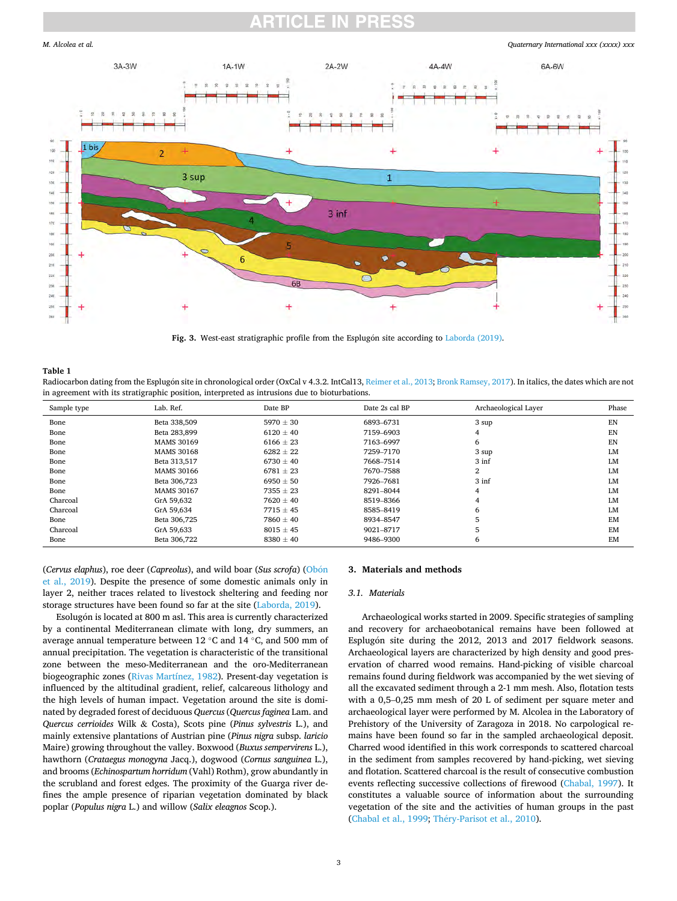Fig. 3. West-east stratigraphic profile from the Esplugón site according to Laborda (2019).

**Table 1**
Radiocarbon dating from the Esplugón site in chronological order (OxCal v 4.3.2. IntCal13, Reimer et al., 2013; Bronk Ramsey, 2017). In italics, the dates which are not in agreement with its stratigraphic position, interpreted as intrusions due to bioturbations.

| Sample type | Lab. Ref. | Date BP | Date 2s cal BP | Archaeological Layer | Phase |
|---|---|---|---|---|---|
| Bone | Beta 338,509 | 5970 ± 30 | 6893–6731 | 3 sup | EN |
| Bone | Beta 283,899 | 6120 ± 40 | 7159–6903 | 4 | EN |
| Bone | MAMS 30169 | 6166 ± 23 | 7163–6997 | 6 | EN |
| Bone | MAMS 30168 | 6282 ± 22 | 7259–7170 | 3 sup | LM |
| Bone | Beta 313,517 | 6730 ± 40 | 7668–7514 | 3 inf | LM |
| Bone | MAMS 30166 | 6781 ± 23 | 7670–7588 | 2 | LM |
| Bone | Beta 306,723 | 6950 ± 50 | 7926–7681 | 3 inf | LM |
| Bone | MAMS 30167 | 7355 ± 23 | 8291–8044 | 4 | LM |
| Charcoal | GrA 59,632 | 7620 ± 40 | 8519–8366 | 4 | LM |
| Charcoal | GrA 59,634 | 7715 ± 45 | 8585–8419 | 6 | LM |
| Bone | Beta 306,725 | 7860 ± 40 | 8934–8547 | 5 | EM |
| Charcoal | GrA 59,633 | 8015 ± 45 | 9021–8717 | 5 | EM |
| Bone | Beta 306,722 | 8380 ± 40 | 9486–9300 | 6 | EM |

(*Cervus elaphus*), roe deer (*Capreolus*), and wild boar (*Sus scrofa*) (Obón et al., 2019). Despite the presence of some domestic animals only in layer 2, neither traces related to livestock sheltering and feeding nor storage structures have been found so far at the site (Laborda, 2019).

Esolugón is located at 800 m asl. This area is currently characterized by a continental Mediterranean climate with long, dry summers, an average annual temperature between 12 °C and 14 °C, and 500 mm of annual precipitation. The vegetation is characteristic of the transitional zone between the meso-Mediterranean and the oro-Mediterranean biogeographic zones (Rivas Martínez, 1982). Present-day vegetation is influenced by the altitudinal gradient, relief, calcareous lithology and the high levels of human impact. Vegetation around the site is dominated by degraded forest of deciduous *Quercus* (*Quercus faginea* Lam. and *Quercus cerrioides* Wilk & Costa), Scots pine (*Pinus sylvestris* L.), and mainly extensive plantations of Austrian pine (*Pinus nigra* subsp. *laricio* Maire) growing throughout the valley. Boxwood (*Buxus sempervirens* L.), hawthorn (*Crataegus monogyna* Jacq.), dogwood (*Cornus sanguinea* L.), and brooms (*Echinospartum horridum* (Vahl) Rothm), grow abundantly in the scrubland and forest edges. The proximity of the Guarga river defines the ample presence of riparian vegetation dominated by black poplar (*Populus nigra* L.) and willow (*Salix eleagnos* Scop.).

## 3. Materials and methods

### 3.1. Materials

Archaeological works started in 2009. Specific strategies of sampling and recovery for archaeobotanical remains have been followed at Esplugón site during the 2012, 2013 and 2017 fieldwork seasons. Archaeological layers are characterized by high density and good preservation of charred wood remains. Hand-picking of visible charcoal remains found during fieldwork was accompanied by the wet sieving of all the excavated sediment through a 2-1 mm mesh. Also, flotation tests with a 0,5–0,25 mm mesh of 20 L of sediment per square meter and archaeological layer were performed by M. Alcolea in the Laboratory of Prehistory of the University of Zaragoza in 2018. No carpological remains have been found so far in the sampled archaeological deposit. Charred wood identified in this work corresponds to scattered charcoal in the sediment from samples recovered by hand-picking, wet sieving and flotation. Scattered charcoal is the result of consecutive combustion events reflecting successive collections of firewood (Chabal, 1997). It constitutes a valuable source of information about the surrounding vegetation of the site and the activities of human groups in the past (Chabal et al., 1999; Théry-Parisot et al., 2010).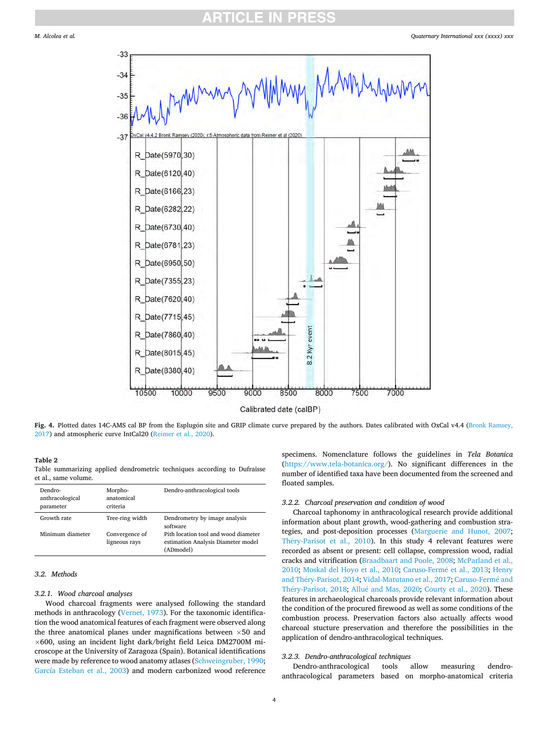Fig. 4. Plotted dates 14C-AMS cal BP from the Esplugón site and GRIP climate curve prepared by the authors. Dates calibrated with OxCal v4.4 (Bronk Ramsey, 2017) and atmospheric curve IntCal20 (Reimer et al., 2020).

**Table 2**
Table summarizing applied dendrometric techniques according to Dufraisse et al., same volume.

| Dendro-anthracological parameter | Morpho-anatomical criteria | Dendro-anthracological tools |
|---|---|---|
| Growth rate | Tree-ring width | Dendrometry by image analysis software |
| Minimum diameter | Convergence of ligneous rays | Pith location tool and wood diameter estimation Analysis Diameter model (ADmodel) |

## 3.2. Methods

### 3.2.1. Wood charcoal analyses

Wood charcoal fragments were analysed following the standard methods in anthracology (Vernet, 1973). For the taxonomic identification the wood anatomical features of each fragment were observed along the three anatomical planes under magnifications between ×50 and ×600, using an incident light dark/bright field Leica DM2700M microscope at the University of Zaragoza (Spain). Botanical identifications were made by reference to wood anatomy atlases (Schweingruber, 1990; García Esteban et al., 2003) and modern carbonized wood reference specimens. Nomenclature follows the guidelines in *Tela Botanica* (https://www.tela-botanica.org/). No significant differences in the number of identified taxa have been documented from the screened and floated samples.

### 3.2.2. Charcoal preservation and condition of wood

Charcoal taphonomy in anthracological research provide additional information about plant growth, wood-gathering and combustion strategies, and post-deposition processes (Marguerie and Hunot, 2007; Théry-Parisot et al., 2010). In this study 4 relevant features were recorded as absent or present: cell collapse, compression wood, radial cracks and vitrification (Braadbaart and Poole, 2008; McParland et al., 2010; Moskal del Hoyo et al., 2010; Caruso-Fermé et al., 2013; Henry and Théry-Parisot, 2014; Vidal-Matutano et al., 2017; Caruso-Fermé and Théry-Parisot, 2018; Allué and Mas, 2020; Courty et al., 2020). These features in archaeological charcoals provide relevant information about the condition of the procured firewood as well as some conditions of the combustion process. Preservation factors also actually affects wood charcoal stucture preservation and therefore the possibilities in the application of dendro-anthracological techniques.

### 3.2.3. Dendro-anthracological techniques

Dendro-anthracological tools allow measuring dendro-anthracological parameters based on morpho-anatomical criteria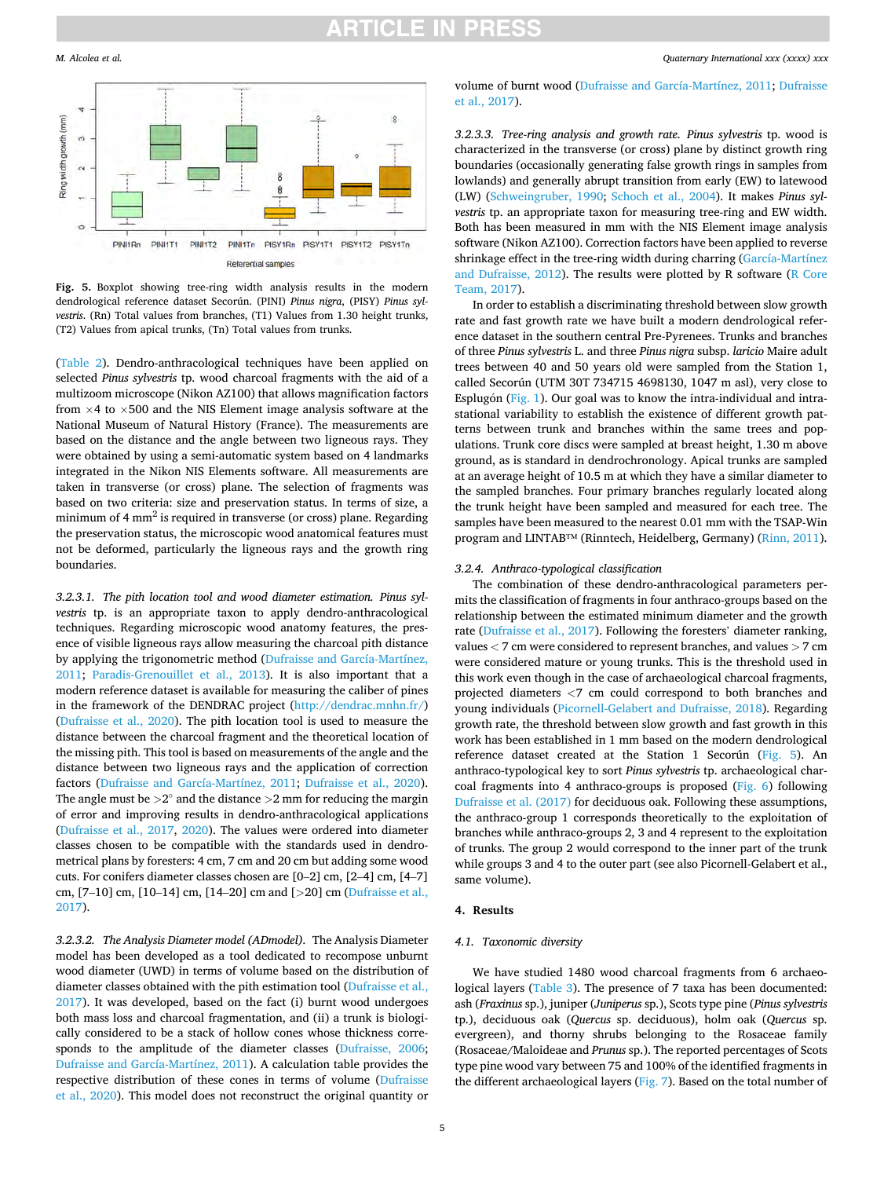Fig. 5. Boxplot showing tree-ring width analysis results in the modern dendrological reference dataset Secorún. (PINI) *Pinus nigra*, (PISY) *Pinus sylvestris*. (Rn) Total values from branches, (T1) Values from 1.30 height trunks, (T2) Values from apical trunks, (Tn) Total values from trunks.

(Table 2). Dendro-anthracological techniques have been applied on selected *Pinus sylvestris* tp. wood charcoal fragments with the aid of a multizoom microscope (Nikon AZ100) that allows magnification factors from ×4 to ×500 and the NIS Element image analysis software at the National Museum of Natural History (France). The measurements are based on the distance and the angle between two ligneous rays. They were obtained by using a semi-automatic system based on 4 landmarks integrated in the Nikon NIS Elements software. All measurements were taken in transverse (or cross) plane. The selection of fragments was based on two criteria: size and preservation status. In terms of size, a minimum of 4 mm$^2$ is required in transverse (or cross) plane. Regarding the preservation status, the microscopic wood anatomical features must not be deformed, particularly the ligneous rays and the growth ring boundaries.

*3.2.3.1. The pith location tool and wood diameter estimation.* *Pinus sylvestris* tp. is an appropriate taxon to apply dendro-anthracological techniques. Regarding microscopic wood anatomy features, the presence of visible ligneous rays allow measuring the charcoal pith distance by applying the trigonometric method (Dufraisse and García-Martínez, 2011; Paradis-Grenouillet et al., 2013). It is also important that a modern reference dataset is available for measuring the caliber of pines in the framework of the DENDRAC project (http://dendrac.mnhn.fr/) (Dufraisse et al., 2020). The pith location tool is used to measure the distance between the charcoal fragment and the theoretical location of the missing pith. This tool is based on measurements of the angle and the distance between two ligneous rays and the application of correction factors (Dufraisse and García-Martínez, 2011; Dufraisse et al., 2020). The angle must be >2° and the distance >2 mm for reducing the margin of error and improving results in dendro-anthracological applications (Dufraisse et al., 2017, 2020). The values were ordered into diameter classes chosen to be compatible with the standards used in dendrometrical plans by foresters: 4 cm, 7 cm and 20 cm but adding some wood cuts. For conifers diameter classes chosen are [0–2] cm, [2–4] cm, [4–7] cm, [7–10] cm, [10–14] cm, [14–20] cm and [>20] cm (Dufraisse et al., 2017).

*3.2.3.2. The Analysis Diameter model (ADmodel).* The Analysis Diameter model has been developed as a tool dedicated to recompose unburnt wood diameter (UWD) in terms of volume based on the distribution of diameter classes obtained with the pith estimation tool (Dufraisse et al., 2017). It was developed, based on the fact (i) burnt wood undergoes both mass loss and charcoal fragmentation, and (ii) a trunk is biologically considered to be a stack of hollow cones whose thickness corresponds to the amplitude of the diameter classes (Dufraisse, 2006; Dufraisse and García-Martínez, 2011). A calculation table provides the respective distribution of these cones in terms of volume (Dufraisse et al., 2020). This model does not reconstruct the original quantity or volume of burnt wood (Dufraisse and García-Martínez, 2011; Dufraisse et al., 2017).

*3.2.3.3. Tree-ring analysis and growth rate.* *Pinus sylvestris* tp. wood is characterized in the transverse (or cross) plane by distinct growth ring boundaries (occasionally generating false growth rings in samples from lowlands) and generally abrupt transition from early (EW) to latewood (LW) (Schweingruber, 1990; Schoch et al., 2004). It makes *Pinus sylvestris* tp. an appropriate taxon for measuring tree-ring and EW width. Both has been measured in mm with the NIS Element image analysis software (Nikon AZ100). Correction factors have been applied to reverse shrinkage effect in the tree-ring width during charring (García-Martínez and Dufraisse, 2012). The results were plotted by R software (R Core Team, 2017).

In order to establish a discriminating threshold between slow growth rate and fast growth rate we have built a modern dendrological reference dataset in the southern central Pre-Pyrenees. Trunks and branches of three *Pinus sylvestris* L. and three *Pinus nigra* subsp. *laricio* Maire adult trees between 40 and 50 years old were sampled from the Station 1, called Secorún (UTM 30T 734715 4698130, 1047 m asl), very close to Esplugón (Fig. 1). Our goal was to know the intra-individual and intra-stational variability to establish the existence of different growth patterns between trunk and branches within the same trees and populations. Trunk core discs were sampled at breast height, 1.30 m above ground, as is standard in dendrochronology. Apical trunks are sampled at an average height of 10.5 m at which they have a similar diameter to the sampled branches. Four primary branches regularly located along the trunk height have been sampled and measured for each tree. The samples have been measured to the nearest 0.01 mm with the TSAP-Win program and LINTAB™ (Rinntech, Heidelberg, Germany) (Rinn, 2011).

### 3.2.4. Anthraco-typological classification

The combination of these dendro-anthracological parameters permits the classification of fragments in four anthraco-groups based on the relationship between the estimated minimum diameter and the growth rate (Dufraisse et al., 2017). Following the foresters' diameter ranking, values < 7 cm were considered to represent branches, and values > 7 cm were considered mature or young trunks. This is the threshold used in this work even though in the case of archaeological charcoal fragments, projected diameters <7 cm could correspond to both branches and young individuals (Picornell-Gelabert and Dufraisse, 2018). Regarding growth rate, the threshold between slow growth and fast growth in this work has been established in 1 mm based on the modern dendrological reference dataset created at the Station 1 Secorún (Fig. 5). An anthraco-typological key to sort *Pinus sylvestris* tp. archaeological charcoal fragments into 4 anthraco-groups is proposed (Fig. 6) following Dufraisse et al. (2017) for deciduous oak. Following these assumptions, the anthraco-group 1 corresponds theoretically to the exploitation of branches while anthraco-groups 2, 3 and 4 represent to the exploitation of trunks. The group 2 would correspond to the inner part of the trunk while groups 3 and 4 to the outer part (see also Picornell-Gelabert et al., same volume).

## 4. Results

### 4.1. Taxonomic diversity

We have studied 1480 wood charcoal fragments from 6 archaeological layers (Table 3). The presence of 7 taxa has been documented: ash (*Fraxinus* sp.), juniper (*Juniperus* sp.), Scots type pine (*Pinus sylvestris* tp.), deciduous oak (*Quercus* sp. deciduous), holm oak (*Quercus* sp. evergreen), and thorny shrubs belonging to the Rosaceae family (Rosaceae/Maloideae and *Prunus* sp.). The reported percentages of Scots type pine wood vary between 75 and 100% of the identified fragments in the different archaeological layers (Fig. 7). Based on the total number of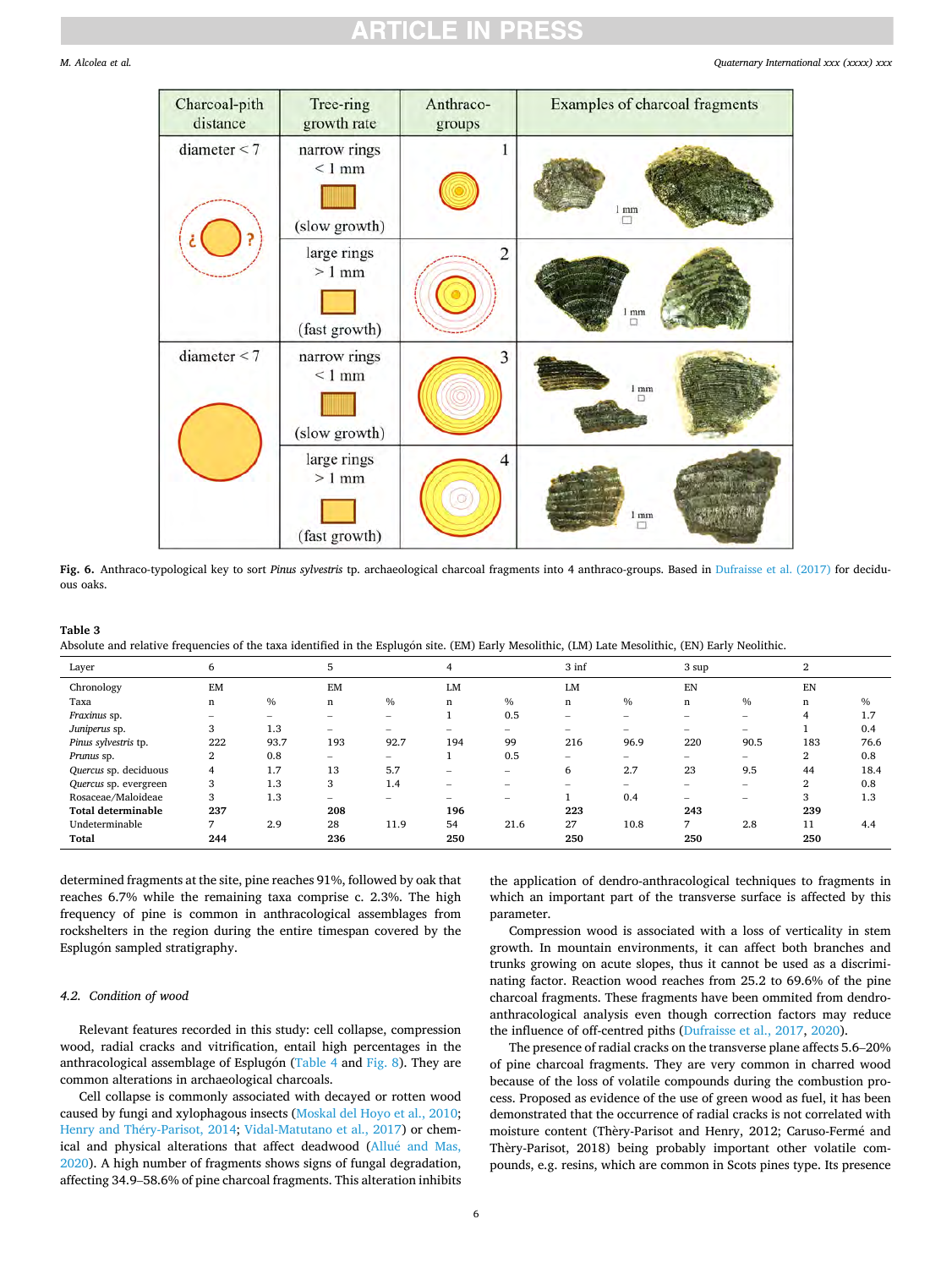**Fig. 6.** Anthraco-typological key to sort *Pinus sylvestris* tp. archaeological charcoal fragments into 4 anthraco-groups. Based in Dufraisse et al. (2017) for deciduous oaks.

**Table 3**
Absolute and relative frequencies of the taxa identified in the Esplugón site. (EM) Early Mesolithic, (LM) Late Mesolithic, (EN) Early Neolithic.

| Layer | 6 | | 5 | | 4 | | 3 inf | | 3 sup | | 2 | |
|---|---|---|---|---|---|---|---|---|---|---|---|---|
| Chronology | EM | | EM | | LM | | LM | | EN | | EN | |
| Taxa | n | % | n | % | n | % | n | % | n | % | n | % |
| *Fraxinus* sp. | – | – | – | – | 1 | 0.5 | – | – | – | – | 4 | 1.7 |
| *Juniperus* sp. | 3 | 1.3 | – | – | – | – | – | – | – | – | 1 | 0.4 |
| *Pinus sylvestris* tp. | 222 | 93.7 | 193 | 92.7 | 194 | 99 | 216 | 96.9 | 220 | 90.5 | 183 | 76.6 |
| *Prunus* sp. | 2 | 0.8 | – | – | 1 | 0.5 | – | – | – | – | 2 | 0.8 |
| *Quercus* sp. deciduous | 4 | 1.7 | 13 | 5.7 | – | – | 6 | 2.7 | 23 | 9.5 | 44 | 18.4 |
| *Quercus* sp. evergreen | 3 | 1.3 | 3 | 1.4 | – | – | – | – | – | – | 2 | 0.8 |
| Rosaceae/Maloideae | 3 | 1.3 | – | – | – | – | 1 | 0.4 | – | – | 3 | 1.3 |
| **Total determinable** | **237** | | **208** | | **196** | | **223** | | **243** | | **239** | |
| Undeterminable | 7 | 2.9 | 28 | 11.9 | 54 | 21.6 | 27 | 10.8 | 7 | 2.8 | 11 | 4.4 |
| **Total** | **244** | | **236** | | **250** | | **250** | | **250** | | **250** | |

determined fragments at the site, pine reaches 91%, followed by oak that reaches 6.7% while the remaining taxa comprise c. 2.3%. The high frequency of pine is common in anthracological assemblages from rockshelters in the region during the entire timespan covered by the Esplugón sampled stratigraphy.

### 4.2. Condition of wood

Relevant features recorded in this study: cell collapse, compression wood, radial cracks and vitrification, entail high percentages in the anthracological assemblage of Esplugón (Table 4 and Fig. 8). They are common alterations in archaeological charcoals.

Cell collapse is commonly associated with decayed or rotten wood caused by fungi and xylophagous insects (Moskal del Hoyo et al., 2010; Henry and Théry-Parisot, 2014; Vidal-Matutano et al., 2017) or chemical and physical alterations that affect deadwood (Allué and Mas, 2020). A high number of fragments shows signs of fungal degradation, affecting 34.9–58.6% of pine charcoal fragments. This alteration inhibits the application of dendro-anthracological techniques to fragments in which an important part of the transverse surface is affected by this parameter.

Compression wood is associated with a loss of verticality in stem growth. In mountain environments, it can affect both branches and trunks growing on acute slopes, thus it cannot be used as a discriminating factor. Reaction wood reaches from 25.2 to 69.6% of the pine charcoal fragments. These fragments have been ommited from dendro-anthracological analysis even though correction factors may reduce the influence of off-centred piths (Dufraisse et al., 2017, 2020).

The presence of radial cracks on the transverse plane affects 5.6–20% of pine charcoal fragments. They are very common in charred wood because of the loss of volatile compounds during the combustion process. Proposed as evidence of the use of green wood as fuel, it has been demonstrated that the occurrence of radial cracks is not correlated with moisture content (Thèry-Parisot and Henry, 2012; Caruso-Fermé and Thèry-Parisot, 2018) being probably important other volatile compounds, e.g. resins, which are common in Scots pines type. Its presence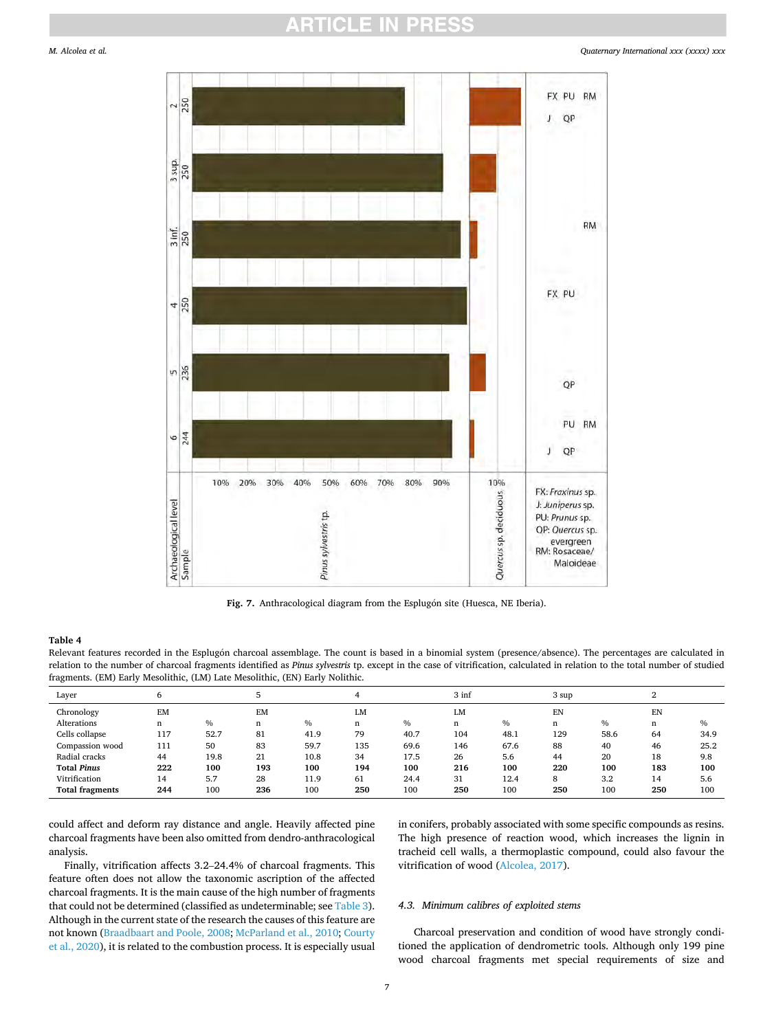**Fig. 7.** Anthracological diagram from the Esplugón site (Huesca, NE Iberia).

**Table 4**
Relevant features recorded in the Esplugón charcoal assemblage. The count is based in a binomial system (presence/absence). The percentages are calculated in relation to the number of charcoal fragments identified as *Pinus sylvestris* tp. except in the case of vitrification, calculated in relation to the total number of studied fragments. (EM) Early Mesolithic, (LM) Late Mesolithic, (EN) Early Nolithic.

| Layer | 6 | | 5 | | 4 | | 3 inf | | 3 sup | | 2 | |
|---|---|---|---|---|---|---|---|---|---|---|---|---|
| Chronology | EM | | EM | | LM | | LM | | EN | | EN | |
| Alterations | n | % | n | % | n | % | n | % | n | % | n | % |
| Cells collapse | 117 | 52.7 | 81 | 41.9 | 79 | 40.7 | 104 | 48.1 | 129 | 58.6 | 64 | 34.9 |
| Compassion wood | 111 | 50 | 83 | 59.7 | 135 | 69.6 | 146 | 67.6 | 88 | 40 | 46 | 25.2 |
| Radial cracks | 44 | 19.8 | 21 | 10.8 | 34 | 17.5 | 26 | 5.6 | 44 | 20 | 18 | 9.8 |
| **Total *Pinus*** | **222** | 100 | **193** | 100 | **194** | 100 | **216** | 100 | **220** | 100 | **183** | 100 |
| Vitrification | 14 | 5.7 | 28 | 11.9 | 61 | 24.4 | 31 | 12.4 | 8 | 3.2 | 14 | 5.6 |
| **Total fragments** | **244** | 100 | **236** | 100 | **250** | 100 | **250** | 100 | **250** | 100 | **250** | 100 |

could affect and deform ray distance and angle. Heavily affected pine charcoal fragments have been also omitted from dendro-anthracological analysis.

Finally, vitrification affects 3.2–24.4% of charcoal fragments. This feature often does not allow the taxonomic ascription of the affected charcoal fragments. It is the main cause of the high number of fragments that could not be determined (classified as undeterminable; see Table 3). Although in the current state of the research the causes of this feature are not known (Braadbaart and Poole, 2008; McParland et al., 2010; Courty et al., 2020), it is related to the combustion process. It is especially usual in conifers, probably associated with some specific compounds as resins. The high presence of reaction wood, which increases the lignin in tracheid cell walls, a thermoplastic compound, could also favour the vitrification of wood (Alcolea, 2017).

### 4.3. Minimum calibres of exploited stems

Charcoal preservation and condition of wood have strongly conditioned the application of dendrometric tools. Although only 199 pine wood charcoal fragments met special requirements of size and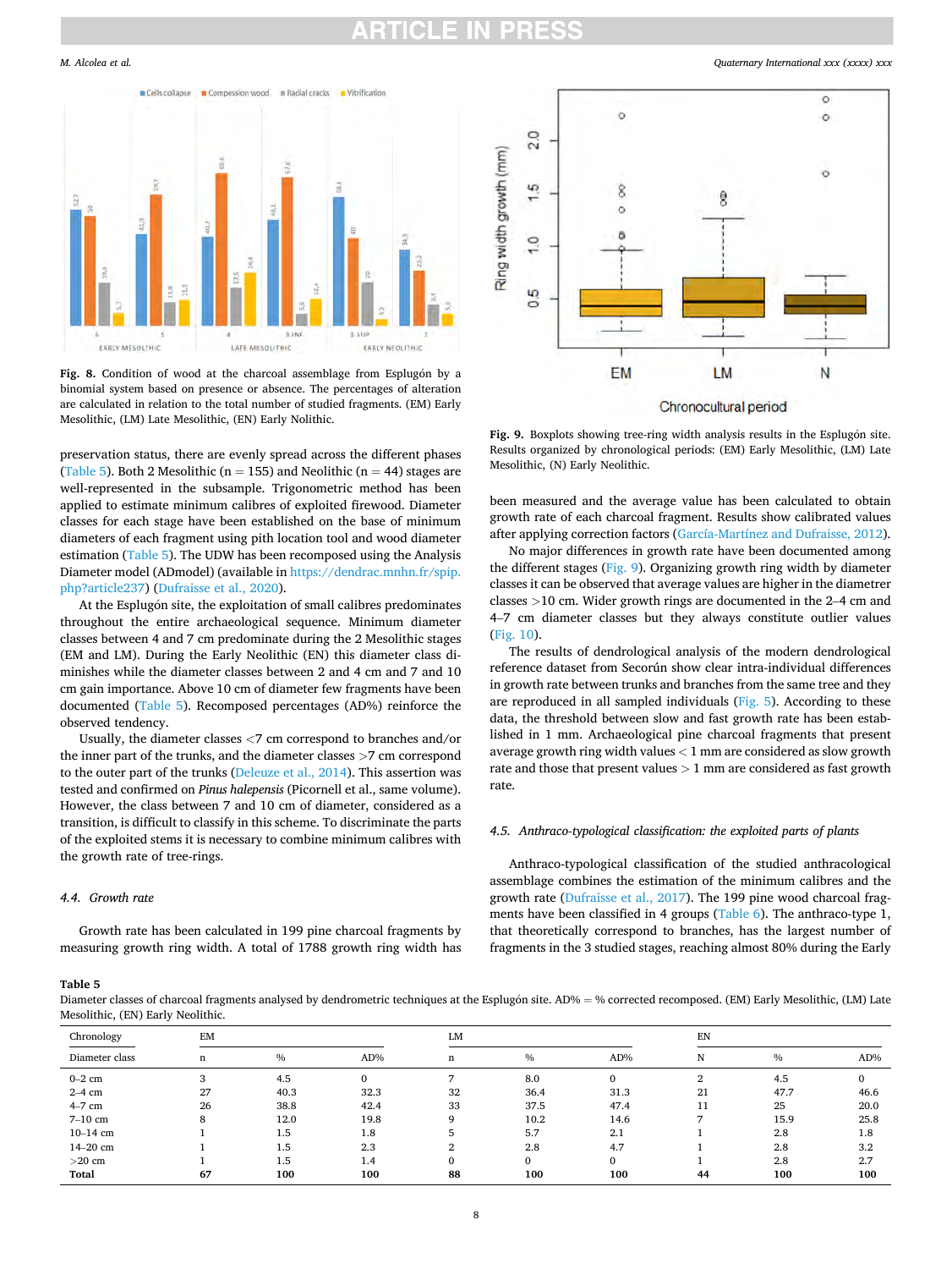Fig. 8. Condition of wood at the charcoal assemblage from Esplugón by a binomial system based on presence or absence. The percentages of alteration are calculated in relation to the total number of studied fragments. (EM) Early Mesolithic, (LM) Late Mesolithic, (EN) Early Nolithic.

Fig. 9. Boxplots showing tree-ring width analysis results in the Esplugón site. Results organized by chronological periods: (EM) Early Mesolithic, (LM) Late Mesolithic, (N) Early Neolithic.

preservation status, there are evenly spread across the different phases (Table 5). Both 2 Mesolithic (n = 155) and Neolithic (n = 44) stages are well-represented in the subsample. Trigonometric method has been applied to estimate minimum calibres of exploited firewood. Diameter classes for each stage have been established on the base of minimum diameters of each fragment using pith location tool and wood diameter estimation (Table 5). The UDW has been recomposed using the Analysis Diameter model (ADmodel) (available in https://dendrac.mnhn.fr/spip.php?article237) (Dufraisse et al., 2020).

At the Esplugón site, the exploitation of small calibres predominates throughout the entire archaeological sequence. Minimum diameter classes between 4 and 7 cm predominate during the 2 Mesolithic stages (EM and LM). During the Early Neolithic (EN) this diameter class diminishes while the diameter classes between 2 and 4 cm and 7 and 10 cm gain importance. Above 10 cm of diameter few fragments have been documented (Table 5). Recomposed percentages (AD%) reinforce the observed tendency.

Usually, the diameter classes <7 cm correspond to branches and/or the inner part of the trunks, and the diameter classes >7 cm correspond to the outer part of the trunks (Deleuze et al., 2014). This assertion was tested and confirmed on *Pinus halepensis* (Picornell et al., same volume). However, the class between 7 and 10 cm of diameter, considered as a transition, is difficult to classify in this scheme. To discriminate the parts of the exploited stems it is necessary to combine minimum calibres with the growth rate of tree-rings.

### 4.4. Growth rate

Growth rate has been calculated in 199 pine charcoal fragments by measuring growth ring width. A total of 1788 growth ring width has been measured and the average value has been calculated to obtain growth rate of each charcoal fragment. Results show calibrated values after applying correction factors (García-Martínez and Dufraisse, 2012).

No major differences in growth rate have been documented among the different stages (Fig. 9). Organizing growth ring width by diameter classes it can be observed that average values are higher in the diametrer classes >10 cm. Wider growth rings are documented in the 2–4 cm and 4–7 cm diameter classes but they always constitute outlier values (Fig. 10).

The results of dendrological analysis of the modern dendrological reference dataset from Secorún show clear intra-individual differences in growth rate between trunks and branches from the same tree and they are reproduced in all sampled individuals (Fig. 5). According to these data, the threshold between slow and fast growth rate has been established in 1 mm. Archaeological pine charcoal fragments that present average growth ring width values < 1 mm are considered as slow growth rate and those that present values > 1 mm are considered as fast growth rate.

### 4.5. Anthraco-typological classification: the exploited parts of plants

Anthraco-typological classification of the studied anthracological assemblage combines the estimation of the minimum calibres and the growth rate (Dufraisse et al., 2017). The 199 pine wood charcoal fragments have been classified in 4 groups (Table 6). The anthraco-type 1, that theoretically correspond to branches, has the largest number of fragments in the 3 studied stages, reaching almost 80% during the Early

**Table 5**
Diameter classes of charcoal fragments analysed by dendrometric techniques at the Esplugón site. AD% = % corrected recomposed. (EM) Early Mesolithic, (LM) Late Mesolithic, (EN) Early Neolithic.

| Chronology | EM | | | LM | | | EN | | |
|---|---|---|---|---|---|---|---|---|---|
| Diameter class | n | % | AD% | n | % | AD% | N | % | AD% |
| 0–2 cm | 3 | 4.5 | 0 | 7 | 8.0 | 0 | 2 | 4.5 | 0 |
| 2–4 cm | 27 | 40.3 | 32.3 | 32 | 36.4 | 31.3 | 21 | 47.7 | 46.6 |
| 4–7 cm | 26 | 38.8 | 42.4 | 33 | 37.5 | 47.4 | 11 | 25 | 20.0 |
| 7–10 cm | 8 | 12.0 | 19.8 | 9 | 10.2 | 14.6 | 7 | 15.9 | 25.8 |
| 10–14 cm | 1 | 1.5 | 1.8 | 5 | 5.7 | 2.1 | 1 | 2.8 | 1.8 |
| 14–20 cm | 1 | 1.5 | 2.3 | 2 | 2.8 | 4.7 | 1 | 2.8 | 3.2 |
| >20 cm | 1 | 1.5 | 1.4 | 0 | 0 | 0 | 1 | 2.8 | 2.7 |
| **Total** | **67** | **100** | **100** | **88** | **100** | **100** | **44** | **100** | **100** |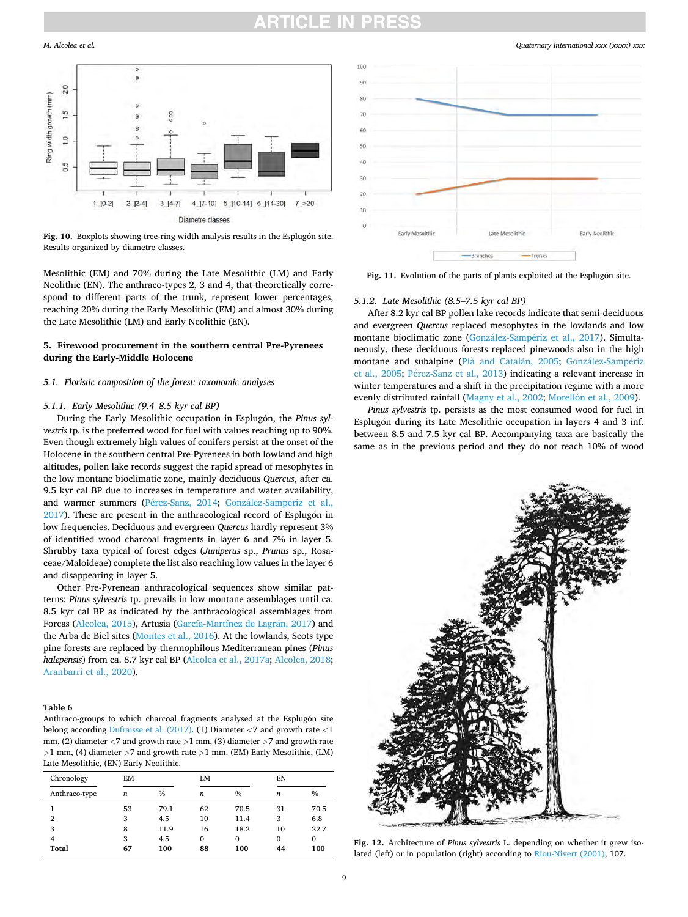Fig. 10. Boxplots showing tree-ring width analysis results in the Esplugón site. Results organized by diametre classes.

Mesolithic (EM) and 70% during the Late Mesolithic (LM) and Early Neolithic (EN). The anthraco-types 2, 3 and 4, that theoretically correspond to different parts of the trunk, represent lower percentages, reaching 20% during the Early Mesolithic (EM) and almost 30% during the Late Mesolithic (LM) and Early Neolithic (EN).

## 5. Firewood procurement in the southern central Pre-Pyrenees during the Early-Middle Holocene

### 5.1. Floristic composition of the forest: taxonomic analyses

#### 5.1.1. Early Mesolithic (9.4–8.5 kyr cal BP)

During the Early Mesolithic occupation in Esplugón, the *Pinus sylvestris* tp. is the preferred wood for fuel with values reaching up to 90%. Even though extremely high values of conifers persist at the onset of the Holocene in the southern central Pre-Pyrenees in both lowland and high altitudes, pollen lake records suggest the rapid spread of mesophytes in the low montane bioclimatic zone, mainly deciduous *Quercus*, after ca. 9.5 kyr cal BP due to increases in temperature and water availability, and warmer summers (Pérez-Sanz, 2014; González-Sampériz et al., 2017). These are present in the anthracological record of Esplugón in low frequencies. Deciduous and evergreen *Quercus* hardly represent 3% of identified wood charcoal fragments in layer 6 and 7% in layer 5. Shrubby taxa typical of forest edges (*Juniperus* sp., *Prunus* sp., Rosaceae/Maloideae) complete the list also reaching low values in the layer 6 and disappearing in layer 5.

Other Pre-Pyrenean anthracological sequences show similar patterns: *Pinus sylvestris* tp. prevails in low montane assemblages until ca. 8.5 kyr cal BP as indicated by the anthracological assemblages from Forcas (Alcolea, 2015), Artusia (García-Martínez de Lagrán, 2017) and the Arba de Biel sites (Montes et al., 2016). At the lowlands, Scots type pine forests are replaced by thermophilous Mediterranean pines (*Pinus halepensis*) from ca. 8.7 kyr cal BP (Alcolea et al., 2017a; Alcolea, 2018; Aranbarri et al., 2020).

**Table 6**
Anthraco-groups to which charcoal fragments analysed at the Esplugón site belong according Dufraisse et al. (2017). (1) Diameter <7 and growth rate <1 mm, (2) diameter <7 and growth rate >1 mm, (3) diameter >7 and growth rate >1 mm, (4) diameter >7 and growth rate >1 mm. (EM) Early Mesolithic, (LM) Late Mesolithic, (EN) Early Neolithic.

| Chronology | EM | | LM | | EN | |
|---|---|---|---|---|---|---|
| Anthraco-type | *n* | % | *n* | % | *n* | % |
| 1 | 53 | 79.1 | 62 | 70.5 | 31 | 70.5 |
| 2 | 3 | 4.5 | 10 | 11.4 | 3 | 6.8 |
| 3 | 8 | 11.9 | 16 | 18.2 | 10 | 22.7 |
| 4 | 3 | 4.5 | 0 | 0 | 0 | 0 |
| **Total** | **67** | **100** | **88** | **100** | **44** | **100** |

Fig. 11. Evolution of the parts of plants exploited at the Esplugón site.

#### 5.1.2. Late Mesolithic (8.5–7.5 kyr cal BP)

After 8.2 kyr cal BP pollen lake records indicate that semi-deciduous and evergreen *Quercus* replaced mesophytes in the lowlands and low montane bioclimatic zone (González-Sampériz et al., 2017). Simultaneously, these deciduous forests replaced pinewoods also in the high montane and subalpine (Plà and Catalán, 2005; González-Sampériz et al., 2005; Pérez-Sanz et al., 2013) indicating a relevant increase in winter temperatures and a shift in the precipitation regime with a more evenly distributed rainfall (Magny et al., 2002; Morellón et al., 2009).

*Pinus sylvestris* tp. persists as the most consumed wood for fuel in Esplugón during its Late Mesolithic occupation in layers 4 and 3 inf. between 8.5 and 7.5 kyr cal BP. Accompanying taxa are basically the same as in the previous period and they do not reach 10% of wood

Fig. 12. Architecture of *Pinus sylvestris* L. depending on whether it grew isolated (left) or in population (right) according to Riou-Nivert (2001), 107.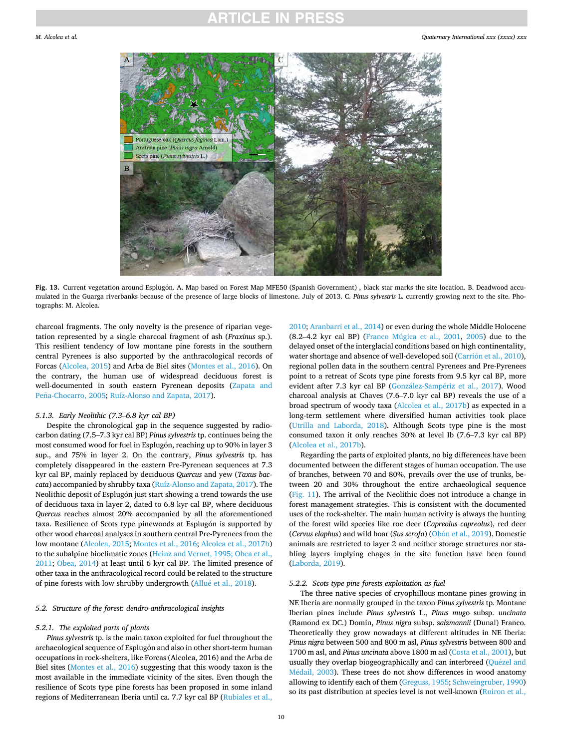Fig. 13. Current vegetation around Esplugón. A. Map based on Forest Map MFE50 (Spanish Government) , black star marks the site location. B. Deadwood accumulated in the Guarga riverbanks because of the presence of large blocks of limestone. July of 2013. C. *Pinus sylvestris* L. currently growing next to the site. Photographs: M. Alcolea.

charcoal fragments. The only novelty is the presence of riparian vegetation represented by a single charcoal fragment of ash (*Fraxinus* sp.). This resilient tendency of low montane pine forests in the southern central Pyrenees is also supported by the anthracological records of Forcas (Alcolea, 2015) and Arba de Biel sites (Montes et al., 2016). On the contrary, the human use of widespread deciduous forest is well-documented in south eastern Pyrenean deposits (Zapata and Peña-Chocarro, 2005; Ruíz-Alonso and Zapata, 2017).

#### 5.1.3. Early Neolithic (7.3–6.8 kyr cal BP)

Despite the chronological gap in the sequence suggested by radiocarbon dating (7.5–7.3 kyr cal BP) *Pinus sylvestris* tp. continues being the most consumed wood for fuel in Esplugón, reaching up to 90% in layer 3 sup., and 75% in layer 2. On the contrary, *Pinus sylvestris* tp. has completely disappeared in the eastern Pre-Pyrenean sequences at 7.3 kyr cal BP, mainly replaced by deciduous *Quercus* and yew (*Taxus baccata*) accompanied by shrubby taxa (Ruíz-Alonso and Zapata, 2017). The Neolithic deposit of Esplugón just start showing a trend towards the use of deciduous taxa in layer 2, dated to 6.8 kyr cal BP, where deciduous *Quercus* reaches almost 20% accompanied by all the aforementioned taxa. Resilience of Scots type pinewoods at Esplugón is supported by other wood charcoal analyses in southern central Pre-Pyrenees from the low montane (Alcolea, 2015; Montes et al., 2016; Alcolea et al., 2017b) to the subalpine bioclimatic zones (Heinz and Vernet, 1995; Obea et al., 2011; Obea, 2014) at least until 6 kyr cal BP. The limited presence of other taxa in the anthracological record could be related to the structure of pine forests with low shrubby undergrowth (Allué et al., 2018).

### 5.2. Structure of the forest: dendro-anthracological insights

#### 5.2.1. The exploited parts of plants

*Pinus sylvestris* tp. is the main taxon exploited for fuel throughout the archaeological sequence of Esplugón and also in other short-term human occupations in rock-shelters, like Forcas (Alcolea, 2016) and the Arba de Biel sites (Montes et al., 2016) suggesting that this woody taxon is the most available in the immediate vicinity of the sites. Even though the resilience of Scots type pine forests has been proposed in some inland regions of Mediterranean Iberia until ca. 7.7 kyr cal BP (Rubiales et al., 2010; Aranbarri et al., 2014) or even during the whole Middle Holocene (8.2–4.2 kyr cal BP) (Franco Múgica et al., 2001, 2005) due to the delayed onset of the interglacial conditions based on high continentality, water shortage and absence of well-developed soil (Carrión et al., 2010), regional pollen data in the southern central Pyrenees and Pre-Pyrenees point to a retreat of Scots type pine forests from 9.5 kyr cal BP, more evident after 7.3 kyr cal BP (González-Sampériz et al., 2017). Wood charcoal analysis at Chaves (7.6–7.0 kyr cal BP) reveals the use of a broad spectrum of woody taxa (Alcolea et al., 2017b) as expected in a long-term settlement where diversified human activities took place (Utrilla and Laborda, 2018). Although Scots type pine is the most consumed taxon it only reaches 30% at level Ib (7.6–7.3 kyr cal BP) (Alcolea et al., 2017b).

Regarding the parts of exploited plants, no big differences have been documented between the different stages of human occupation. The use of branches, between 70 and 80%, prevails over the use of trunks, between 20 and 30% throughout the entire archaeological sequence (Fig. 11). The arrival of the Neolithic does not introduce a change in forest management strategies. This is consistent with the documented uses of the rock-shelter. The main human activity is always the hunting of the forest wild species like roe deer (*Capreolus capreolus*), red deer (*Cervus elaphus*) and wild boar (*Sus scrofa*) (Obón et al., 2019). Domestic animals are restricted to layer 2 and neither storage structures nor stabling layers implying chages in the site function have been found (Laborda, 2019).

#### 5.2.2. Scots type pine forests exploitation as fuel

The three native species of cryophillous montane pines growing in NE Iberia are normally grouped in the taxon *Pinus sylvestris* tp. Montane Iberian pines include *Pinus sylvestris* L., *Pinus mugo* subsp. *uncinata* (Ramond ex DC.) Domin, *Pinus nigra* subsp. *salzmannii* (Dunal) Franco. Theoretically they grow nowadays at different altitudes in NE Iberia: *Pinus nigra* between 500 and 800 m asl, *Pinus sylvestris* between 800 and 1700 m asl, and *Pinus uncinata* above 1800 m asl (Costa et al., 2001), but usually they overlap biogeographically and can interbreed (Quézel and Médail, 2003). These trees do not show differences in wood anatomy allowing to identify each of them (Greguss, 1955; Schweingruber, 1990) so its past distribution at species level is not well-known (Roiron et al.,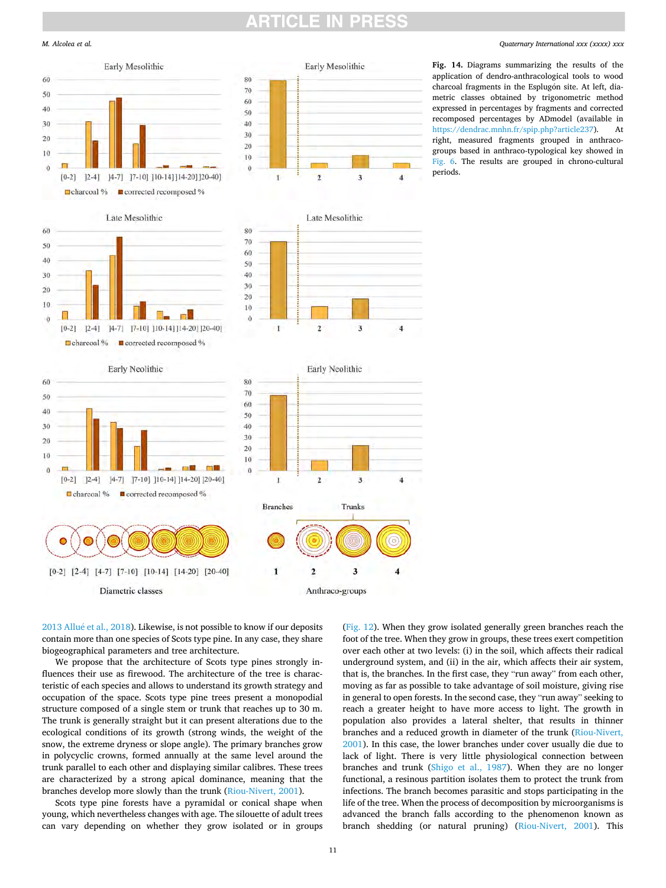Early Mesolithic

60
50
40
30
20
10
0

[0-2] ]2-4] ]4-7] ]7-10] ]10-14] ]14-20] ]20-40]

charcoal % corrected recomposed %

Early Mesolithic

80
70
60
50
40
30
20
10
0

1 2 3 4

Late Mesolithic

60
50
40
30
20
10
0

[0-2] ]2-4] ]4-7] ]7-10] ]10-14] ]14-20] ]20-40]

charcoal % corrected recomposed %

Late Mesolithic

80
70
60
50
40
30
20
10
0

1 2 3 4

Early Neolithic

60
50
40
30
20
10
0

[0-2] ]2-4] ]4-7] ]7-10] ]10-14] ]14-20] ]20-40]

charcoal % corrected recomposed %

Early Neolithic

80
70
60
50
40
30
20
10
0

1 2 3 4

[0-2] [2-4] [4-7] [7-10] [10-14] [14-20] [20-40]

Diametric classes

Branches Trunks

1 2 3 4

Anthraco-groups

**Fig. 14.** Diagrams summarizing the results of the application of dendro-anthracological tools to wood charcoal fragments in the Esplugón site. At left, diametric classes obtained by trigonometric method expressed in percentages by fragments and corrected recomposed percentages by ADmodel (available in https://dendrac.mnhn.fr/spip.php?article237). At right, measured fragments grouped in anthraco-groups based in anthraco-typological key showed in Fig. 6. The results are grouped in chrono-cultural periods.

2013 Allué et al., 2018). Likewise, is not possible to know if our deposits contain more than one species of Scots type pine. In any case, they share biogeographical parameters and tree architecture.

We propose that the architecture of Scots type pines strongly influences their use as firewood. The architecture of the tree is characteristic of each species and allows to understand its growth strategy and occupation of the space. Scots type pine trees present a monopodial structure composed of a single stem or trunk that reaches up to 30 m. The trunk is generally straight but it can present alterations due to the ecological conditions of its growth (strong winds, the weight of the snow, the extreme dryness or slope angle). The primary branches grow in polycyclic crowns, formed annually at the same level around the trunk parallel to each other and displaying similar calibres. These trees are characterized by a strong apical dominance, meaning that the branches develop more slowly than the trunk (Riou-Nivert, 2001).

Scots type pine forests have a pyramidal or conical shape when young, which nevertheless changes with age. The silouette of adult trees can vary depending on whether they grow isolated or in groups (Fig. 12). When they grow isolated generally green branches reach the foot of the tree. When they grow in groups, these trees exert competition over each other at two levels: (i) in the soil, which affects their radical underground system, and (ii) in the air, which affects their air system, that is, the branches. In the first case, they "run away" from each other, moving as far as possible to take advantage of soil moisture, giving rise in general to open forests. In the second case, they "run away" seeking to reach a greater height to have more access to light. The growth in population also provides a lateral shelter, that results in thinner branches and a reduced growth in diameter of the trunk (Riou-Nivert, 2001). In this case, the lower branches under cover usually die due to lack of light. There is very little physiological connection between branches and trunk (Shigo et al., 1987). When they are no longer functional, a resinous partition isolates them to protect the trunk from infections. The branch becomes parasitic and stops participating in the life of the tree. When the process of decomposition by microorganisms is advanced the branch falls according to the phenomenon known as branch shedding (or natural pruning) (Riou-Nivert, 2001). This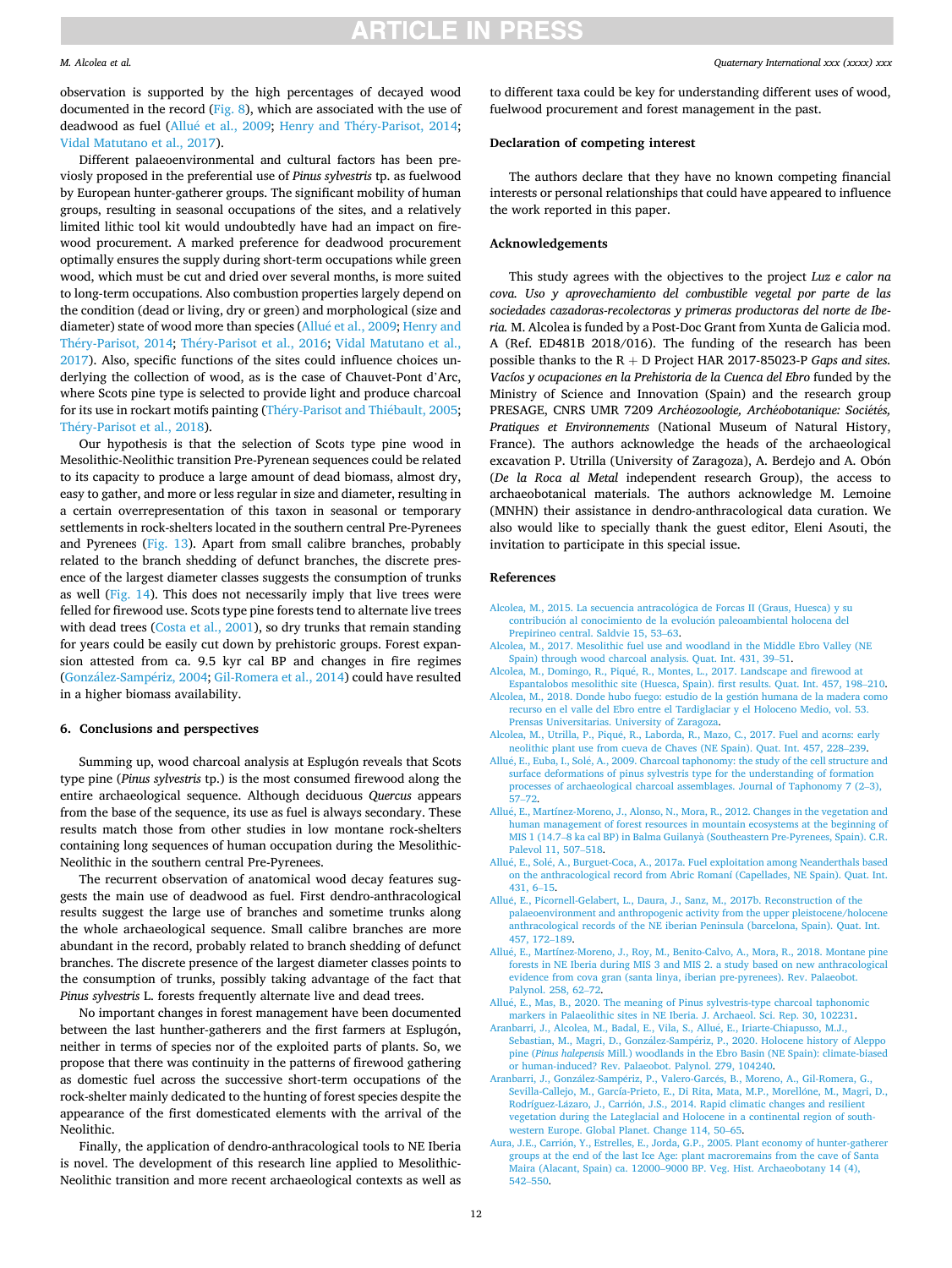observation is supported by the high percentages of decayed wood documented in the record (Fig. 8), which are associated with the use of deadwood as fuel (Allué et al., 2009; Henry and Théry-Parisot, 2014; Vidal Matutano et al., 2017).

Different palaeoenvironmental and cultural factors has been previosly proposed in the preferential use of *Pinus sylvestris* tp. as fuelwood by European hunter-gatherer groups. The significant mobility of human groups, resulting in seasonal occupations of the sites, and a relatively limited lithic tool kit would undoubtedly have had an impact on firewood procurement. A marked preference for deadwood procurement optimally ensures the supply during short-term occupations while green wood, which must be cut and dried over several months, is more suited to long-term occupations. Also combustion properties largely depend on the condition (dead or living, dry or green) and morphological (size and diameter) state of wood more than species (Allué et al., 2009; Henry and Théry-Parisot, 2014; Théry-Parisot et al., 2016; Vidal Matutano et al., 2017). Also, specific functions of the sites could influence choices underlying the collection of wood, as is the case of Chauvet-Pont d'Arc, where Scots pine type is selected to provide light and produce charcoal for its use in rockart motifs painting (Théry-Parisot and Thiébault, 2005; Théry-Parisot et al., 2018).

Our hypothesis is that the selection of Scots type pine wood in Mesolithic-Neolithic transition Pre-Pyrenean sequences could be related to its capacity to produce a large amount of dead biomass, almost dry, easy to gather, and more or less regular in size and diameter, resulting in a certain overrepresentation of this taxon in seasonal or temporary settlements in rock-shelters located in the southern central Pre-Pyrenees and Pyrenees (Fig. 13). Apart from small calibre branches, probably related to the branch shedding of defunct branches, the discrete presence of the largest diameter classes suggests the consumption of trunks as well (Fig. 14). This does not necessarily imply that live trees were felled for firewood use. Scots type pine forests tend to alternate live trees with dead trees (Costa et al., 2001), so dry trunks that remain standing for years could be easily cut down by prehistoric groups. Forest expansion attested from ca. 9.5 kyr cal BP and changes in fire regimes (González-Sampériz, 2004; Gil-Romera et al., 2014) could have resulted in a higher biomass availability.

## 6. Conclusions and perspectives

Summing up, wood charcoal analysis at Esplugón reveals that Scots type pine (*Pinus sylvestris* tp.) is the most consumed firewood along the entire archaeological sequence. Although deciduous *Quercus* appears from the base of the sequence, its use as fuel is always secondary. These results match those from other studies in low montane rock-shelters containing long sequences of human occupation during the Mesolithic-Neolithic in the southern central Pre-Pyrenees.

The recurrent observation of anatomical wood decay features suggests the main use of deadwood as fuel. First dendro-anthracological results suggest the large use of branches and sometime trunks along the whole archaeological sequence. Small calibre branches are more abundant in the record, probably related to branch shedding of defunct branches. The discrete presence of the largest diameter classes points to the consumption of trunks, possibly taking advantage of the fact that *Pinus sylvestris* L. forests frequently alternate live and dead trees.

No important changes in forest management have been documented between the last hunther-gatherers and the first farmers at Esplugón, neither in terms of species nor of the exploited parts of plants. So, we propose that there was continuity in the patterns of firewood gathering as domestic fuel across the successive short-term occupations of the rock-shelter mainly dedicated to the hunting of forest species despite the appearance of the first domesticated elements with the arrival of the Neolithic.

Finally, the application of dendro-anthracological tools to NE Iberia is novel. The development of this research line applied to Mesolithic-Neolithic transition and more recent archaeological contexts as well as to different taxa could be key for understanding different uses of wood, fuelwood procurement and forest management in the past.

## Declaration of competing interest

The authors declare that they have no known competing financial interests or personal relationships that could have appeared to influence the work reported in this paper.

## Acknowledgements

This study agrees with the objectives to the project *Luz e calor na cova. Uso y aprovechamiento del combustible vegetal por parte de las sociedades cazadoras-recolectoras y primeras productoras del norte de Iberia.* M. Alcolea is funded by a Post-Doc Grant from Xunta de Galicia mod. A (Ref. ED481B 2018/016). The funding of the research has been possible thanks to the R + D Project HAR 2017-85023-P *Gaps and sites. Vacíos y ocupaciones en la Prehistoria de la Cuenca del Ebro* funded by the Ministry of Science and Innovation (Spain) and the research group PRESAGE, CNRS UMR 7209 *Archéozoologie, Archéobotanique: Sociétés, Pratiques et Environnements* (National Museum of Natural History, France). The authors acknowledge the heads of the archaeological excavation P. Utrilla (University of Zaragoza), A. Berdejo and A. Obón (*De la Roca al Metal* independent research Group), the access to archaeobotanical materials. The authors acknowledge M. Lemoine (MNHN) their assistance in dendro-anthracological data curation. We also would like to specially thank the guest editor, Eleni Asouti, the invitation to participate in this special issue.

## References

Alcolea, M., 2015. La secuencia antracológica de Forcas II (Graus, Huesca) y su contribución al conocimiento de la evolución paleoambiental holocena del Prepirineo central. Saldvie 15, 53–63.

Alcolea, M., 2017. Mesolithic fuel use and woodland in the Middle Ebro Valley (NE Spain) through wood charcoal analysis. Quat. Int. 431, 39–51.

Alcolea, M., Domingo, R., Piqué, R., Montes, L., 2017. Landscape and firewood at Espantalobos mesolithic site (Huesca, Spain). first results. Quat. Int. 457, 198–210.

Alcolea, M., 2018. Donde hubo fuego: estudio de la gestión humana de la madera como recurso en el valle del Ebro entre el Tardiglaciar y el Holoceno Medio, vol. 53. Prensas Universitarias. University of Zaragoza.

Alcolea, M., Utrilla, P., Piqué, R., Laborda, R., Mazo, C., 2017. Fuel and acorns: early neolithic plant use from cueva de Chaves (NE Spain). Quat. Int. 457, 228–239.

Allué, E., Euba, I., Solé, A., 2009. Charcoal taphonomy: the study of the cell structure and surface deformations of pinus sylvestris type for the understanding of formation processes of archaeological charcoal assemblages. Journal of Taphonomy 7 (2–3), 57–72.

Allué, E., Martínez-Moreno, J., Alonso, N., Mora, R., 2012. Changes in the vegetation and human management of forest resources in mountain ecosystems at the beginning of MIS 1 (14.7–8 ka cal BP) in Balma Guilanyà (Southeastern Pre-Pyrenees, Spain). C.R. Palevol 11, 507–518.

Allué, E., Solé, A., Burguet-Coca, A., 2017a. Fuel exploitation among Neanderthals based on the anthracological record from Abric Romaní (Capellades, NE Spain). Quat. Int. 431, 6–15.

Allué, E., Picornell-Gelabert, L., Daura, J., Sanz, M., 2017b. Reconstruction of the palaeoenvironment and anthropogenic activity from the upper pleistocene/holocene anthracological records of the NE iberian Peninsula (barcelona, Spain). Quat. Int. 457, 172–189.

Allué, E., Martínez-Moreno, J., Roy, M., Benito-Calvo, A., Mora, R., 2018. Montane pine forests in NE Iberia during MIS 3 and MIS 2. a study based on new anthracological evidence from cova gran (santa linya, iberian pre-pyrenees). Rev. Palaeobot. Palynol. 258, 62–72.

Allué, E., Mas, B., 2020. The meaning of Pinus sylvestris-type charcoal taphonomic markers in Palaeolithic sites in NE Iberia. J. Archaeol. Sci. Rep. 30, 102231.

Aranbarri, J., Alcolea, M., Badal, E., Vila, S., Allué, E., Iriarte-Chiapusso, M.J., Sebastian, M., Magri, D., González-Sampériz, P., 2020. Holocene history of Aleppo pine (*Pinus halepensis* Mill.) woodlands in the Ebro Basin (NE Spain): climate-biased or human-induced? Rev. Palaeobot. Palynol. 279, 104240.

Aranbarri, J., González-Sampériz, P., Valero-Garcés, B., Moreno, A., Gil-Romera, G., Sevilla-Callejo, M., García-Prieto, E., Di Rita, Mata, M.P., Morellóne, M., Magri, D., Rodríguez-Lázaro, J., Carrión, J.S., 2014. Rapid climatic changes and resilient vegetation during the Lateglacial and Holocene in a continental region of south-western Europe. Global Planet. Change 114, 50–65.

Aura, J.E., Carrión, Y., Estrelles, E., Jorda, G.P., 2005. Plant economy of hunter-gatherer groups at the end of the last Ice Age: plant macroremains from the cave of Santa Maira (Alacant, Spain) ca. 12000–9000 BP. Veg. Hist. Archaeobotany 14 (4), 542–550.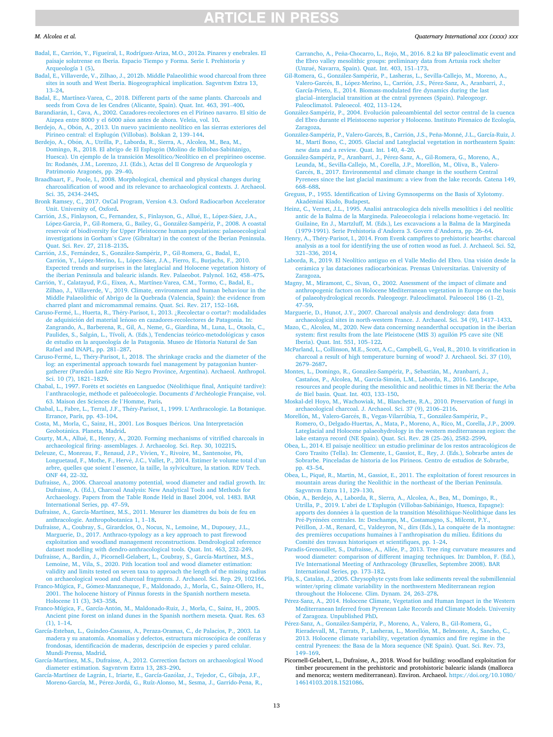Badal, E., Carrión, Y., Figueiral, I., Rodríguez-Ariza, M.O., 2012a. Pinares y enebrales. El paisaje solutrense en Iberia. Espacio Tiempo y Forma. Serie I. Prehistoria y Arqueología 1 (5).

Badal, E., Villaverde, V., Zilhao, J., 2012b. Middle Palaeolithic wood charcoal from three sites in south and West Iberia. Biogeographical implication. Sagvntvm Extra 13, 13–24.

Badal, E., Martínez-Varea, C., 2018. Different parts of the same plants. Charcoals and seeds from Cova de les Cendres (Alicante, Spain). Quat. Int. 463, 391–400.

Barandiarán, I., Cava, A., 2002. Cazadores-recolectores en el Pirineo navarro. El sitio de Aizpea entre 8000 y el 6000 años antes de ahora. Veleia, vol. 10.

Berdejo, A., Obón, A., 2013. Un nuevo yacimiento neolítico en las sierras exteriores del Pirineo central: el Esplugón (Villobas). Bolskan 2, 139–144.

Berdejo, A., Obón, A., Utrilla, P., Laborda, R., Sierra, A., Alcolea, M., Bea, M., Domingo, R., 2018. El abrigo de El Esplugón (Molino de Billobas-Sabiñánigo, Huesca). Un ejemplo de la transición Mesolítico/Neolítico en el prepirineo oscense. In: Rodanés, J.M., Lorenzo, J.I. (Eds.), Actas del II Congreso de Arqueología y Patrimonio Aragonés, pp. 29–40.

Braadbaart, F., Poole, I., 2008. Morphological, chemical and physical changes during charcoalification of wood and its relevance to archaeological contexts. J. Archaeol. Sci. 35, 2434–2445.

Bronk Ramsey, C., 2017. OxCal Program, Version 4.3. Oxford Radiocarbon Accelerator Unit. University of, Oxford.

Carrión, J.S., Finlayson, C., Fernandez, S., Finlayson, G., Allué, E., López-Sáez, J.A., López-García, P., Gil-Romera, G., Bailey, G., González-Sampériz, P., 2008. A coastal reservoir of biodiversity for Upper Pleistocene human populations: palaeoecological investigations in Gorham's Cave (Gibraltar) in the context of the Iberian Peninsula. Quat. Sci. Rev. 27, 2118–2135.

Carrión, J.S., Fernández, S., González-Sampériz, P., Gil-Romera, G., Badal, E., Carrión, Y., López-Merino, L., López-Sáez, J.A., Fierro, E., Burjachs, F., 2010. Expected trends and surprises in the lateglacial and Holocene vegetation history of the iberian Peninsula and balearic islands. Rev. Palaeobot. Palynol. 162, 458–475.

Carrión, Y., Calatayud, P.G., Eixea, A., Martínez-Varea, C.M., Tormo, C., Badal, E., Zilhao, J., Villaverde, V., 2019. Climate, environment and human behaviour in the Middle Palaeolithic of Abrigo de la Quebrada (Valencia, Spain): the evidence from charred plant and micromammal remains. Quat. Sci. Rev. 217, 152–168.

Caruso-Fermé, L., Huerta, R., Théry-Parisot, I., 2013. ¿Recolectar o cortar?: modalidades de adquisición del material leñoso en cazadores-recolectores de Patagonia. In: Zangrando, A., Barberena, R., Gil, A., Neme, G., Giardina, M., Luna, L., Otaola, C., Paulides, S., Salgán, L., Tívoli, A. (Eds.), Tendencias teórico-metodológicas y casos de estudio en la arqueología de la Patagonia. Museo de Historia Natural de San Rafael and INAPL, pp. 281–287.

Caruso-Fermé, L., Théry-Parisot, I., 2018. The shrinkage cracks and the diameter of the log: an experimental approach towards fuel management by patagonian hunter-gatherer (Paredón Lanfré site Río Negro Province, Argentina). Archaeol. Anthropol. Sci. 10 (7), 1821–1829.

Chabal, L., 1997. Forêts et sociétés en Languedoc (Néolithique final, Antiquité tardive): l'anthracologie, méthode et paléoécologie. Documents d'Archéologie Française, vol. 63. Maison des Sciences de l'Homme, Paris.

Chabal, L., Fabre, L., Terral, J.F., Théry-Parisot, I., 1999. L'Anthracologie. La Botanique. Errance, París, pp. 43–104.

Costa, M., Morla, C., Sainz, H., 2001. Los Bosques Ibéricos. Una Interpretación Geobotánica. Planeta, Madrid.

Courty, M.A., Allué, E., Henry, A., 2020. Forming mechanisms of vitrified charcoals in archaeological firing- assemblages. J. Archaeolog. Sci. Rep. 30, 102215.

Deleuze, C., Monreau, F., Renaud, J.P., Vivien, Y., Rivoire, M., Santenoise, Ph, Longuetaud, F., Mothe, F., Hervé, J.C., Vallet, P., 2014. Estimer le volume total d'un arbre, quelles que soient l'essence, la taille, la sylviculture, la station. RDV Tech. ONF 44, 22–32.

Dufraisse, A., 2006. Charcoal anatomy potential, wood diameter and radial growth. In: Dufraisse, A. (Ed.), Charcoal Analysis: New Analytical Tools and Methods for Archaeology. Papers from the Table Ronde Held in Basel 2004, vol. 1483. BAR International Series, pp. 47–59.

Dufraisse, A., García-Martínez, M.S., 2011. Mesurer les diamètres du bois de feu en anthracologie. Anthropobotanica 1, 1–18.

Dufraisse, A., Coubray, S., Girardclos, O., Nocus, N., Lemoine, M., Dupouey, J.L., Marguerie, D., 2017. Anthraco-typology as a key approach to past firewood exploitation and woodland management reconstructions. Dendrological reference dataset modelling with dendro-anthracological tools. Quat. Int. 463, 232–249.

Dufraisse, A., Bardin, J., Picornell-Gelabert, L., Coubray, S., García-Martínez, M.S., Lemoine, M., Vila, S., 2020. Pith location tool and wood diameter estimation: validity and limits tested on seven taxa to approach the length of the missing radius on archaeological wood and charcoal fragments. J. Archaeol. Sci. Rep. 29, 102166.

Franco-Múgica, F., Gómez-Manzaneque, F., Maldonado, J., Morla, C., Sainz-Ollero, H., 2001. The holocene history of Pinnus forests in the Spanish northern meseta. Holocene 11 (3), 343–358.

Franco-Múgica, F., García-Antón, M., Maldonado-Ruiz, J., Morla, C., Sainz, H., 2005. Ancient pine forest on inland dunes in the Spanish northern meseta. Quat. Res. 63 (1), 1–14.

García-Esteban, L., Guindeo-Casasus, A., Peraza-Oramas, C., de Palacios, P., 2003. La madera y su anatomía. Anomalías y defectos, estructura microscópica de coníferas y frondosas, identificación de maderas, descripción de especies y pared celular. Mundi-Prensa, Madrid.

García-Martínez, M.S., Dufraisse, A., 2012. Correction factors on archaeological Wood diameter estimation. Sagvntvm Extra 13, 283–290.

García-Martínez de Lagrán, I., Iriarte, E., García-Gazólaz, J., Tejedor, C., Gibaja, J.F., Moreno-García, M., Pérez-Jordá, G., Ruíz-Alonso, M., Sesma, J., Garrido-Pena, R., Carrancho, A., Peña-Chocarro, L., Rojo, M., 2016. 8.2 ka BP paleoclimatic event and the Ebro valley mesolithic groups: preliminary data from Artusia rock shelter (Unzué, Navarra, Spain). Quat. Int. 403, 151–173.

Gil-Romera, G., González-Sampériz, P., Lasheras, L., Sevilla-Callejo, M., Moreno, A., Valero-Garcés, B., López-Merino, L., Carrión, J.S., Pérez-Sanz, A., Aranbarri, J., García-Prieto, E., 2014. Biomass-modulated fire dynamics during the last glacial–interglacial transition at the cntral pyrenees (Spain). Paleogeogr. Paleoclimatol. Paleoecol. 402, 113–124.

González-Sampériz, P., 2004. Evolución paleoambiental del sector central de la cuenca del Ebro durante el Pleistoceno superior y Holoceno. Instituto Pirenaico de Ecología, Zaragoza.

González-Sampériz, P., Valero-Garcés, B., Carrión, J.S., Peña-Monné, J.L., García-Ruiz, J. M., Martí Bono, C., 2005. Glacial and Lateglacial vegetation in northeastern Spain: new data and a review. Quat. Int. 140, 4–20.

González-Sampériz, P., Aranbarri, J., Pérez-Sanz, A., Gil-Romera, G., Moreno, A., Leunda, M., Sevilla-Callejo, M., Corella, J.P., Morellón, M., Oliva, B., Valero-Garcés, B., 2017. Environmental and climate change in the southern Central Pyrenees since the last glacial maximum: a view from the lake records. Catena 149, 668–688.

Greguss, P., 1955. Identification of Living Gymnosperms on the Basis of Xylotomy. Akadémiai Kiado, Budapest.

Heinz, C., Vernet, J.L., 1995. Analisi antracologica dels nivells mesolítics i del neolític antic de la Balma de la Margineda. Paleoecologia i relacions home-vegetació. In: Guilaine, En J., Martzluff, M. (Eds.), Les excavacions a la Balma de la Margineda (1979-1991). Serie Prehistoria d'Andorra 3. Govern d'Andorra, pp. 26–64.

Henry, A., Théry-Parisot, I., 2014. From Evenk campfires to prehistoric hearths: charcoal analysis as a tool for identifying the use of rotten wood as fuel. J. Archaeol. Sci. 52, 321–336, 2014.

Laborda, R., 2019. El Neolítico antiguo en el Valle Medio del Ebro. Una visión desde la cerámica y las dataciones radiocarbónicas. Prensas Universitarias. University of Zaragoza.

Magny, M., Miramont, C., Sivan, O., 2002. Assessment of the impact of climate and anthropogenic factors on Holocene Mediterranean vegetation in Europe on the basis of palaeohydrological records. Paleogeogr. Paleoclimatol. Paleoecol 186 (1–2), 47–59.

Marguerie, D., Hunot, J.Y., 2007. Charcoal analysis and dendrology: data from archaeological sites in north-western France. J. Archaeol. Sci. 34 (9), 1417–1433.

Mazo, C., Alcolea, M., 2020. New data concerning neanderthal occupation in the iberian system: first results from the late Pleistocene (MIS 3) aguilón P5 cave site (NE Iberia). Quat. Int. 551, 105–122.

McParland, L., Collinson, M.E., Scott, A.C., Campbell, G., Veal, R., 2010. Is vitrification in charcoal a result of high temperature burning of wood? J. Archaeol. Sci. 37 (10), 2679–2687.

Montes, L., Domingo, R., González-Sampériz, P., Sebastián, M., Aranbarri, J., Castaños, P., Alcolea, M., García-Simón, L.M., Laborda, R., 2016. Landscape, resources and people during the mesolithic and neolithic times in NE Iberia: the Arba de Biel basin. Quat. Int. 403, 133–150.

Moskal-del Hoyo, M., Wachowiak, M., Blanchette, R.A., 2010. Preservation of fungi in archaeological charcoal. J. Archaeol. Sci. 37 (9), 2106–2116.

Morellón, M., Valero-Garcés, B., Vegas-Vilarrúbia, T., González-Sampériz, P., Romero, O., Delgado-Huertas, A., Mata, P., Moreno, A., Rico, M., Corella, J.P., 2009. Lateglacial and Holocene palaeohydrology in the western mediterranean region: the lake estanya record (NE Spain). Quat. Sci. Rev. 28 (25–26), 2582–2599.

Obea, L., 2014. El paisaje neolítico: un estudio preliminar de los restos antracológicos de Coro Trasito (Tella). In: Clemente, I., Gassiot, E., Rey, J. (Eds.), Sobrarbe antes de Sobrarbe. Pinceladas de historia de los Pirineos. Centro de estudios de Sobrarbe, pp. 43–54.

Obea, L., Piqué, R., Martin, M., Gassiot, E., 2011. The exploitation of forest resources in mountain areas during the Neolithic in the northeast of the Iberian Peninsula. Sagvntvm Extra 11, 129–130.

Obón, A., Berdejo, A., Laborda, R., Sierra, A., Alcolea, A., Bea, M., Domingo, R., Utrilla, P., 2019. L'abri de L'Esplugón (Villobas-Sabiñánigo, Huesca, Espagne): apports des données à la question de la transition Mésolithique-Néolithique dans les Pré-Pyrénées centrales. In: Deschamps, M., Costamagno, S., Milcent, P.Y., Pétillon, J.-M., Renard, C., Valdeyron, N., dirs (Eds.), La conquête de la montagne: des premières occupations humaines à l'anthropisation du milieu. Éditions du Comité des travaux historiques et scientifiques, pp. 1–24.

Paradis-Grenouillet, S., Dufraisse, A., Allée, P., 2013. Tree ring curvature measures and wood diameter: comparison of different imaging techniques. In: Damblon, F. (Ed.), IVe International Meeting of Anthracology (Bruxelles, Septembre 2008). BAR International Series, pp. 173–182.

Plà, S., Catalán, J., 2005. Chrysophyte cysts from lake sediments reveal the submillennial winter/spring climate variability in the northwestern Mediterranean region throughout the Holocene. Clim. Dynam. 24, 263–278.

Pérez-Sanz, A., 2014. Holocene Climate, Vegetation and Human Impact in the Western Mediterranean Inferred from Pyrenean Lake Records and Climate Models. University of Zaragoza. Unpublished PhD.

Pérez-Sanz, A., González-Sampériz, P., Moreno, A., Valero, B., Gil-Romera, G., Rieradevall, M., Tarrats, P., Lasheras, L., Morellón, M., Belmonte, A., Sancho, C., 2013. Holocene climate variability, vegetation dynamics and fire regime in the central Pyrenees: the Basa de la Mora sequence (NE Spain). Quat. Sci. Rev. 73, 149–169.

Picornell-Gelabert, L., Dufraisse, A., 2018. Wood for building: woodland exploitation for timber procurement in the prehistoric and protohistoric balearic islands (mallorca and menorca; western mediterranean). Environ. Archaeol. https://doi.org/10.1080/14614103.2018.1521086.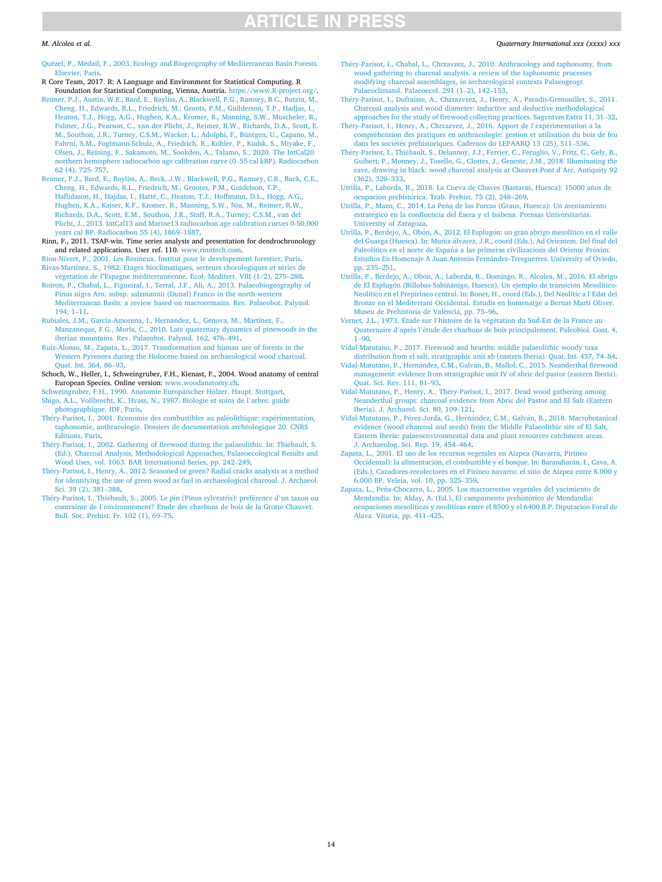Quézel, P., Médail, F., 2003. Ecology and Biogeography of Mediterranean Basin Forests. Elsevier, Paris.

R Core Team, 2017. R: A Language and Environment for Statistical Computing. R Foundation for Statistical Computing, Vienna, Austria. https://www.R-project.org/.

Reimer, P.J., Austin, W.E., Bard, E., Bayliss, A., Blackwell, P.G., Ramsey, B.C., Butzin, M., Cheng, H., Edwards, R.L., Friedrich, M., Groots, P.M., Guilderson, T.P., Hadjas, I., Heaton, T.J., Hogg, A.G., Hughen, K.A., Kromer, B., Manning, S.W., Muscheler, R., Palmer, J.G., Pearson, C., van der Plicht, J., Reimer, R.W., Richards, D.A., Scott, E. M., Southon, J.R., Turney, C.S.M., Wacker, L., Adolphi, F., Büntgen, U., Capano, M., Fahrni, S.M., Fogtmann-Schulz, A., Friedrich, R., Köhler, P., Kudsk, S., Miyake, F., Olsen, J., Reining, F., Sakamoto, M., Sookdeo, A., Talamo, S., 2020. The IntCal20 northern hemisphere radiocarbon age calibration curve (0–55 cal kBP). Radiocarbon 62 (4), 725–757.

Reimer, P.J., Bard, E., Bayliss, A., Beck, J.W., Blackwell, P.G., Ramsey, C.B., Buck, C.E., Cheng, H., Edwards, R.L., Friedrich, M., Grootes, P.M., Guidelson, T.P., Haflidason, H., Hajdas, I., Hatté, C., Heaton, T.J., Hoffmann, D.L., Hogg, A.G., Hughen, K.A., Kaiser, K.F., Kromer, B., Manning, S.W., Niu, M., Reimer, R.W., Richards, D.A., Scott, E.M., Southon, J.R., Staff, R.A., Turney, C.S.M., van del Plicht, J., 2013. IntCal13 and Marine13 radiocarbon age calibration curves 0-50,000 years cal BP. Radiocarbon 55 (4), 1869–1887.

Rinn, F., 2011. TSAP-win. Time series analysis and presentation for dendrochronology and related applications. User ref. 110. www.rinntech.com.

Riou-Nivert, P., 2001. Les Résineux. Institut pour le dévelopement forestier, Paris.

Rivas-Martínez, S., 1982. Étages bioclimatiques, secteurs chorologiques et séries de végetation de l"Espagne méditerranéenne. Ecol. Mediterr. VIII (1/2), 275–288.

Roiron, P., Chabal, L., Figueiral, I., Terral, J.F., Ali, A., 2013. Palaeobiogeography of Pinus nigra Arn. subsp. salzmannii (Dunal) Franco in the north-western Mediterranean Basin: a review based on macroremains. Rev. Palaeobot. Palynol. 194, 1–11.

Rubiales, J.M., García-Amorena, I., Hernández, L., Génova, M., Martínez, F., Manzaneque, F.G., Morla, C., 2010. Late quaternary dynamics of pinewoods in the iberian mountains. Rev. Palaeobot. Palynol. 162, 476–491.

Ruíz-Alonso, M., Zapata, L., 2017. Transformation and human use of forests in the Western Pyrenees during the Holocene based on archaeological wood charcoal. Quat. Int. 364, 86–93.

Schoch, W., Heller, I., Schweingruber, F.H., Kienast, F., 2004. Wood anatomy of central European Species. Online version: www.woodanatomy.ch.

Schweingruber, F.H., 1990. Anatomie Europäischer Hölzer. Haupt, Stuttgart.

Shigo, A.L., Vollbrecht, K., Hvass, N., 1987. Biologie et soins de l'arbre: guide photographique. IDF, Paris.

Théry-Parisot, I., 2001. Economie des combustibles au paléolithique: expérimentation, taphonomie, anthracologie. Dossiers de documentation archéologique 20. CNRS Editions, Paris.

Théry-Parisot, I., 2002. Gathering of firewood during the palaeolithic. In: Thiébault, S. (Ed.), Charcoal Analysis, Methodological Approaches, Palaeoecological Results and Wood Uses, vol. 1063. BAR International Series, pp. 242–249.

Théry-Parisot, I., Henry, A., 2012. Seasoned or green? Radial cracks analysis as a method for identifying the use of green wood as fuel in archaeological charcoal. J. Archaeol. Sci. 39 (2), 381–388.

Théry-Parisot, I., Thiébault, S., 2005. Le pin (Pinus sylvestris): préférence d'un taxon ou contrainte de l'environnement? Etude des charbons de bois de la Grotte Chauvet. Bull. Soc. Prehist. Fr. 102 (1), 69–75.

Théry-Parisot, I., Chabal, L., Chrzavzez, J., 2010. Anthracology and taphonomy, from wood gathering to charcoal analysis. a review of the taphonomic processes modifying charcoal assemblages, in archaeological contexts Palaeogeogr. Palaeoclimatol. Palaeoecol. 291 (1–2), 142–153.

Théry-Parisot, I., Dufraisse, A., Chrzazvez, J., Henry, A., Paradis-Grenouillet, S., 2011. Charcoal analysis and wood diameter: inductive and deductive methodological approaches for the study of firewood collecting practices. Sagvntvm Extra 11, 31–32.

Théry-Parisot, I., Henry, A., Chrzazvez, J., 2016. Apport de l'expérimentation à la compréhension des pratiques en anthracologie: gestion et utilisation du bois de feu dans les sociétés préhistoriques. Cadernos do LEPAARQ 13 (25), 511–536.

Théry-Parisot, I., Thiébault, S., Delannoy, J.J., Ferrier, C., Feruglio, V., Fritz, C., Gely, B., Guibert, P., Monney, J., Tosello, G., Clottes, J., Geneste, J.M., 2018. Illuminating the cave, drawing in black: wood charcoal analysis at Chauvet-Pont d'Arc. Antiquity 92 (362), 320–333.

Utrilla, P., Laborda, R., 2018. La Cueva de Chaves (Bastarás, Huesca): 15000 años de ocupación prehistórica. Trab. Prehist. 75 (2), 248–269.

Utrilla, P., Mazo, C., 2014. La Peña de las Forcas (Graus, Huesca): Un asentamiento estratégico en la confluencia del Ésera y el Isábena. Prensas Universitarias. University of Zaragoza.

Utrilla, P., Berdejo, A., Obón, A., 2012. El Esplugón: un gran abrigo mesolítico en el valle del Guarga (Huesca). In: Muñiz-álvarez, J.R., coord (Eds.), Ad Orientem. Del final del Paleolítico en el norte de España a las primeras civilizaciones del Oriente Próxim: Estudios En Homenaje A Juan Antonio Fernández-Tresguerres. University of Oviedo, pp. 235–251.

Utrilla, P., Berdejo, A., Obón, A., Laborda, R., Domingo, R., Alcolea, M., 2016. El abrigo de El Esplugón (Billobas-Sabiñánigo, Huesca). Un ejemplo de transición Mesolítico-Neolítico en el Prepirineo central. In: Bonet, H., coord (Eds.), Del Neolític a l'Edat del Bronze en el Mediterrani Occidental. Estudis en homenatge a Bernat Martí Oliver. Museu de Prehistòria de València, pp. 75–96.

Vernet, J.L., 1973. Étude sur l'histoire de la végétation du Sud-Est de la France au Quaternaire d'après l'étude des charbons de bois principalement. Paleobiol. Cont. 4, 1–90.

Vidal-Matutano, P., 2017. Firewood and hearths: middle palaeolithic woody taxa distribution from el salt, stratigraphic unit xb (eastern Iberia). Quat. Int. 457, 74–84.

Vidal-Matutano, P., Hernández, C.M., Galván, B., Mallol, C., 2015. Neanderthal firewood management: evidence from stratigraphic unit IV of abric del pastor (eastern Iberia). Quat. Sci. Rev. 111, 81–93.

Vidal-Matutano, P., Henry, A., Théry-Parisot, I., 2017. Dead wood gathering among Neanderthal groups: charcoal evidence from Abric del Pastor and El Salt (Eastern Iberia). J. Archaeol. Sci. 80, 109–121.

Vidal-Matutano, P., Pérez-Jordà, G., Hernández, C.M., Galván, B., 2018. Macrobotanical evidence (wood charcoal and seeds) from the Middle Palaeolithic site of El Salt, Eastern Iberia: palaeoenvironmental data and plant resources catchment areas. J. Archaeolog. Sci. Rep. 19, 454–464.

Zapata, L., 2001. El uso de los recursos vegetales en Aizpea (Navarra, Pirineo Occidental): la alimentación, el combustible y el bosque. In: Barandiarán, I., Cava, A. (Eds.), Cazadores-recolectores en el Pirineo navarro: el sitio de Aizpea entre 8.000 y 6.000 BP. Veleia, vol. 10, pp. 325–359.

Zapata, L., Peña-Chocarro, L., 2005. Los macrorrestos vegetales del yacimiento de Mendandia. In: Alday, A. (Ed.), El campamento prehistórico de Mendandia: ocupaciones mesolíticas y neolíticas entre el 8500 y el 6400 B.P. Diputación Foral de Álava. Vitoria, pp. 411–425.